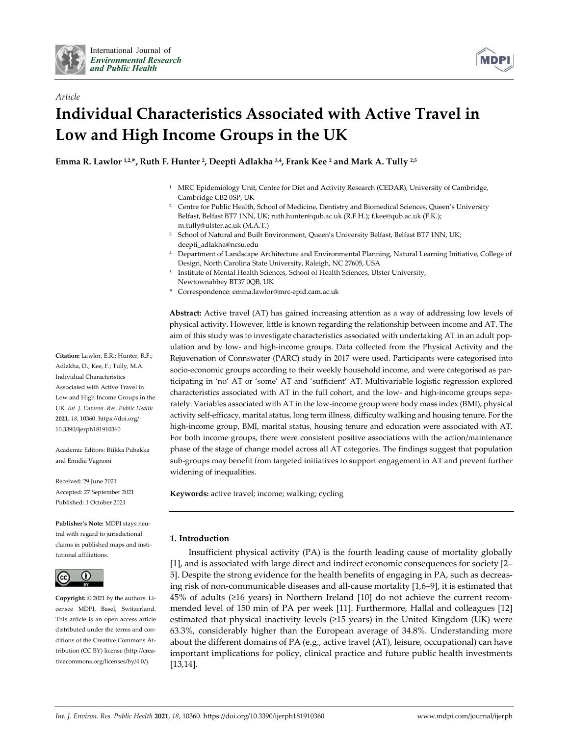*Article*

# Individual Characteristics Associated with Active Travel in Low and High Income Groups in the UK

**Emma R. Lawlor [1,2,*], Ruth F. Hunter [2], Deepti Adlakha [3,4], Frank Kee [2] and Mark A. Tully [2,5]**

[1] MRC Epidemiology Unit, Centre for Diet and Activity Research (CEDAR), University of Cambridge, Cambridge CB2 0SP, UK

[2] Centre for Public Health, School of Medicine, Dentistry and Biomedical Sciences, Queen's University Belfast, Belfast BT7 1NN, UK; ruth.hunter@qub.ac.uk (R.F.H.); f.kee@qub.ac.uk (F.K.); m.tully@ulster.ac.uk (M.A.T.)

[3] School of Natural and Built Environment, Queen's University Belfast, Belfast BT7 1NN, UK; deepti_adlakha@ncsu.edu

[4] Department of Landscape Architecture and Environmental Planning, Natural Learning Initiative, College of Design, North Carolina State University, Raleigh, NC 27605, USA

[5] Institute of Mental Health Sciences, School of Health Sciences, Ulster University, Newtownabbey BT37 0QB, UK

* Correspondence: emma.lawlor@mrc-epid.cam.ac.uk

**Abstract:** Active travel (AT) has gained increasing attention as a way of addressing low levels of physical activity. However, little is known regarding the relationship between income and AT. The aim of this study was to investigate characteristics associated with undertaking AT in an adult population and by low- and high-income groups. Data collected from the Physical Activity and the Rejuvenation of Connswater (PARC) study in 2017 were used. Participants were categorised into socio-economic groups according to their weekly household income, and were categorised as participating in 'no' AT or 'some' AT and 'sufficient' AT. Multivariable logistic regression explored characteristics associated with AT in the full cohort, and the low- and high-income groups separately. Variables associated with AT in the low-income group were body mass index (BMI), physical activity self-efficacy, marital status, long term illness, difficulty walking and housing tenure. For the high-income group, BMI, marital status, housing tenure and education were associated with AT. For both income groups, there were consistent positive associations with the action/maintenance phase of the stage of change model across all AT categories. The findings suggest that population sub-groups may benefit from targeted initiatives to support engagement in AT and prevent further widening of inequalities.

**Keywords:** active travel; income; walking; cycling

**Citation:** Lawlor, E.R.; Hunter, R.F.; Adlakha, D.; Kee, F.; Tully, M.A. Individual Characteristics Associated with Active Travel in Low and High Income Groups in the UK. *Int. J. Environ. Res. Public Health* **2021**, *18*, 10360. https://doi.org/10.3390/ijerph181910360

Academic Editors: Riikka Puhakka and Emidia Vagnoni

Received: 29 June 2021
Accepted: 27 September 2021
Published: 1 October 2021

**Publisher's Note:** MDPI stays neutral with regard to jurisdictional claims in published maps and institutional affiliations.

**Copyright:** © 2021 by the authors. Licensee MDPI, Basel, Switzerland. This article is an open access article distributed under the terms and conditions of the Creative Commons Attribution (CC BY) license (http://creativecommons.org/licenses/by/4.0/).

## 1. Introduction

Insufficient physical activity (PA) is the fourth leading cause of mortality globally [1], and is associated with large direct and indirect economic consequences for society [2–5]. Despite the strong evidence for the health benefits of engaging in PA, such as decreasing risk of non-communicable diseases and all-cause mortality [1,6–9], it is estimated that 45% of adults (≥16 years) in Northern Ireland [10] do not achieve the current recommended level of 150 min of PA per week [11]. Furthermore, Hallal and colleagues [12] estimated that physical inactivity levels (≥15 years) in the United Kingdom (UK) were 63.3%, considerably higher than the European average of 34.8%. Understanding more about the different domains of PA (e.g., active travel (AT), leisure, occupational) can have important implications for policy, clinical practice and future public health investments [13,14].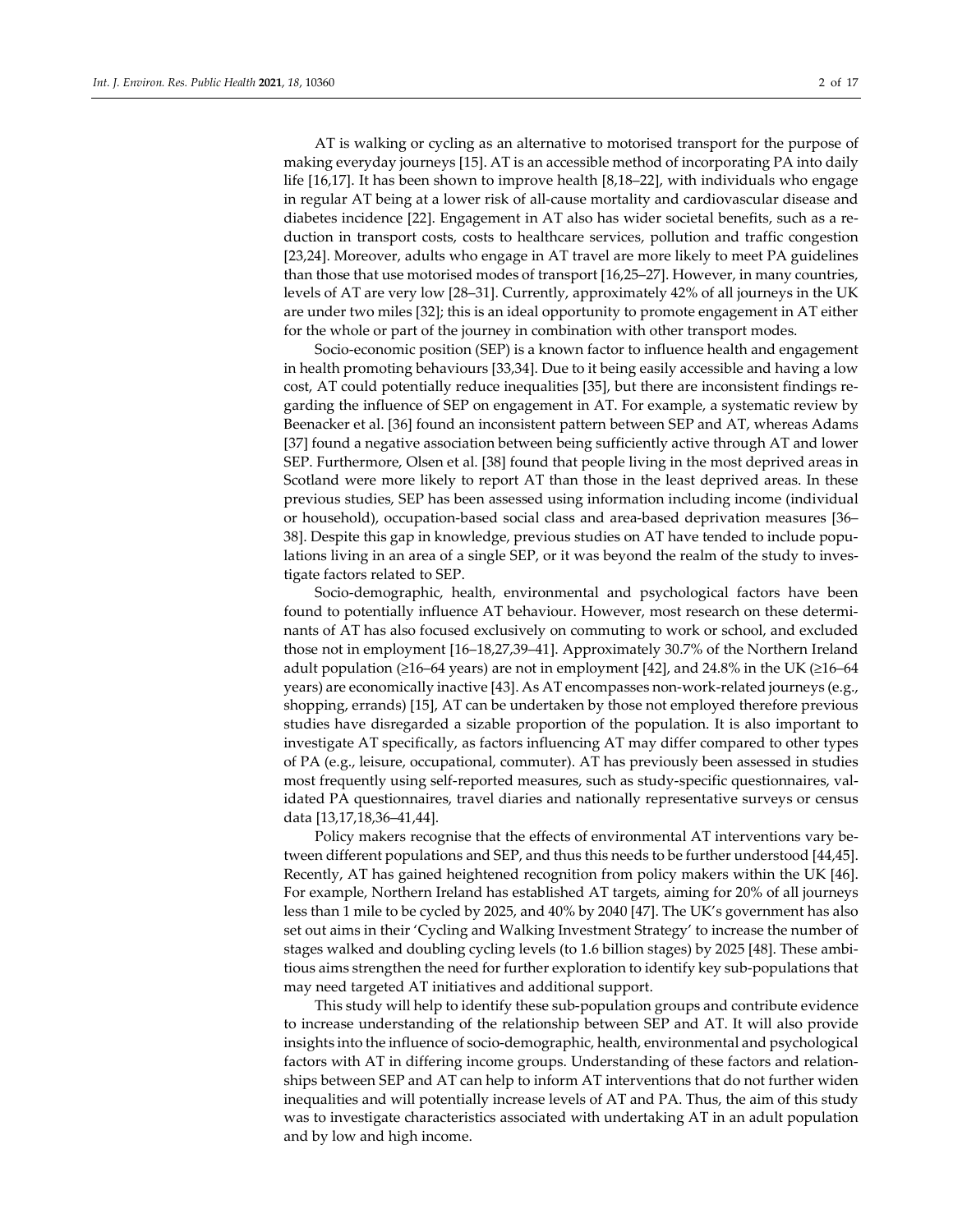AT is walking or cycling as an alternative to motorised transport for the purpose of making everyday journeys [15]. AT is an accessible method of incorporating PA into daily life [16,17]. It has been shown to improve health [8,18–22], with individuals who engage in regular AT being at a lower risk of all-cause mortality and cardiovascular disease and diabetes incidence [22]. Engagement in AT also has wider societal benefits, such as a reduction in transport costs, costs to healthcare services, pollution and traffic congestion [23,24]. Moreover, adults who engage in AT travel are more likely to meet PA guidelines than those that use motorised modes of transport [16,25–27]. However, in many countries, levels of AT are very low [28–31]. Currently, approximately 42% of all journeys in the UK are under two miles [32]; this is an ideal opportunity to promote engagement in AT either for the whole or part of the journey in combination with other transport modes.

Socio-economic position (SEP) is a known factor to influence health and engagement in health promoting behaviours [33,34]. Due to it being easily accessible and having a low cost, AT could potentially reduce inequalities [35], but there are inconsistent findings regarding the influence of SEP on engagement in AT. For example, a systematic review by Beenacker et al. [36] found an inconsistent pattern between SEP and AT, whereas Adams [37] found a negative association between being sufficiently active through AT and lower SEP. Furthermore, Olsen et al. [38] found that people living in the most deprived areas in Scotland were more likely to report AT than those in the least deprived areas. In these previous studies, SEP has been assessed using information including income (individual or household), occupation-based social class and area-based deprivation measures [36–38]. Despite this gap in knowledge, previous studies on AT have tended to include populations living in an area of a single SEP, or it was beyond the realm of the study to investigate factors related to SEP.

Socio-demographic, health, environmental and psychological factors have been found to potentially influence AT behaviour. However, most research on these determinants of AT has also focused exclusively on commuting to work or school, and excluded those not in employment [16–18,27,39–41]. Approximately 30.7% of the Northern Ireland adult population (≥16–64 years) are not in employment [42], and 24.8% in the UK (≥16–64 years) are economically inactive [43]. As AT encompasses non-work-related journeys (e.g., shopping, errands) [15], AT can be undertaken by those not employed therefore previous studies have disregarded a sizable proportion of the population. It is also important to investigate AT specifically, as factors influencing AT may differ compared to other types of PA (e.g., leisure, occupational, commuter). AT has previously been assessed in studies most frequently using self-reported measures, such as study-specific questionnaires, validated PA questionnaires, travel diaries and nationally representative surveys or census data [13,17,18,36–41,44].

Policy makers recognise that the effects of environmental AT interventions vary between different populations and SEP, and thus this needs to be further understood [44,45]. Recently, AT has gained heightened recognition from policy makers within the UK [46]. For example, Northern Ireland has established AT targets, aiming for 20% of all journeys less than 1 mile to be cycled by 2025, and 40% by 2040 [47]. The UK's government has also set out aims in their 'Cycling and Walking Investment Strategy' to increase the number of stages walked and doubling cycling levels (to 1.6 billion stages) by 2025 [48]. These ambitious aims strengthen the need for further exploration to identify key sub-populations that may need targeted AT initiatives and additional support.

This study will help to identify these sub-population groups and contribute evidence to increase understanding of the relationship between SEP and AT. It will also provide insights into the influence of socio-demographic, health, environmental and psychological factors with AT in differing income groups. Understanding of these factors and relationships between SEP and AT can help to inform AT interventions that do not further widen inequalities and will potentially increase levels of AT and PA. Thus, the aim of this study was to investigate characteristics associated with undertaking AT in an adult population and by low and high income.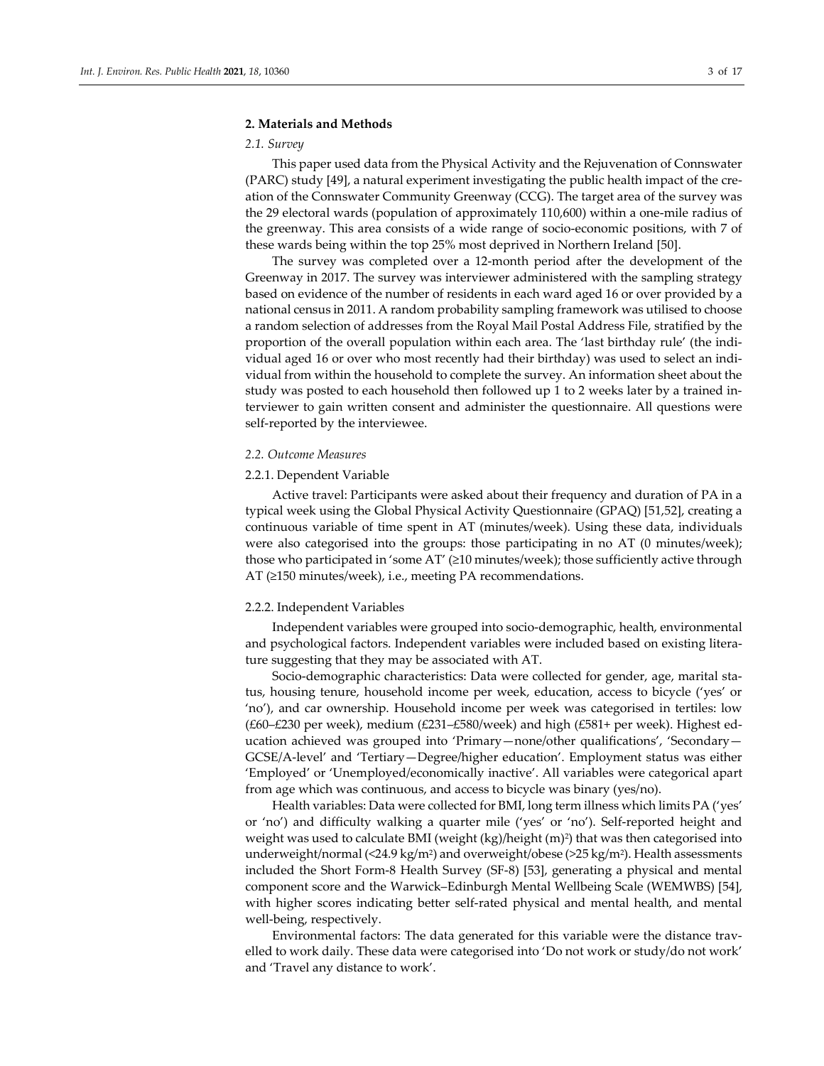## 2. Materials and Methods

### *2.1. Survey*

This paper used data from the Physical Activity and the Rejuvenation of Connswater (PARC) study [49], a natural experiment investigating the public health impact of the creation of the Connswater Community Greenway (CCG). The target area of the survey was the 29 electoral wards (population of approximately 110,600) within a one-mile radius of the greenway. This area consists of a wide range of socio-economic positions, with 7 of these wards being within the top 25% most deprived in Northern Ireland [50].

The survey was completed over a 12-month period after the development of the Greenway in 2017. The survey was interviewer administered with the sampling strategy based on evidence of the number of residents in each ward aged 16 or over provided by a national census in 2011. A random probability sampling framework was utilised to choose a random selection of addresses from the Royal Mail Postal Address File, stratified by the proportion of the overall population within each area. The 'last birthday rule' (the individual aged 16 or over who most recently had their birthday) was used to select an individual from within the household to complete the survey. An information sheet about the study was posted to each household then followed up 1 to 2 weeks later by a trained interviewer to gain written consent and administer the questionnaire. All questions were self-reported by the interviewee.

### *2.2. Outcome Measures*

#### 2.2.1. Dependent Variable

Active travel: Participants were asked about their frequency and duration of PA in a typical week using the Global Physical Activity Questionnaire (GPAQ) [51,52], creating a continuous variable of time spent in AT (minutes/week). Using these data, individuals were also categorised into the groups: those participating in no AT (0 minutes/week); those who participated in 'some AT' (≥10 minutes/week); those sufficiently active through AT (≥150 minutes/week), i.e., meeting PA recommendations.

#### 2.2.2. Independent Variables

Independent variables were grouped into socio-demographic, health, environmental and psychological factors. Independent variables were included based on existing literature suggesting that they may be associated with AT.

Socio-demographic characteristics: Data were collected for gender, age, marital status, housing tenure, household income per week, education, access to bicycle ('yes' or 'no'), and car ownership. Household income per week was categorised in tertiles: low (£60–£230 per week), medium (£231–£580/week) and high (£581+ per week). Highest education achieved was grouped into 'Primary—none/other qualifications', 'Secondary—GCSE/A-level' and 'Tertiary—Degree/higher education'. Employment status was either 'Employed' or 'Unemployed/economically inactive'. All variables were categorical apart from age which was continuous, and access to bicycle was binary (yes/no).

Health variables: Data were collected for BMI, long term illness which limits PA ('yes' or 'no') and difficulty walking a quarter mile ('yes' or 'no'). Self-reported height and weight was used to calculate BMI (weight (kg)/height (m)$^2$) that was then categorised into underweight/normal (<24.9 kg/m$^2$) and overweight/obese (>25 kg/m$^2$). Health assessments included the Short Form-8 Health Survey (SF-8) [53], generating a physical and mental component score and the Warwick–Edinburgh Mental Wellbeing Scale (WEMWBS) [54], with higher scores indicating better self-rated physical and mental health, and mental well-being, respectively.

Environmental factors: The data generated for this variable were the distance travelled to work daily. These data were categorised into 'Do not work or study/do not work' and 'Travel any distance to work'.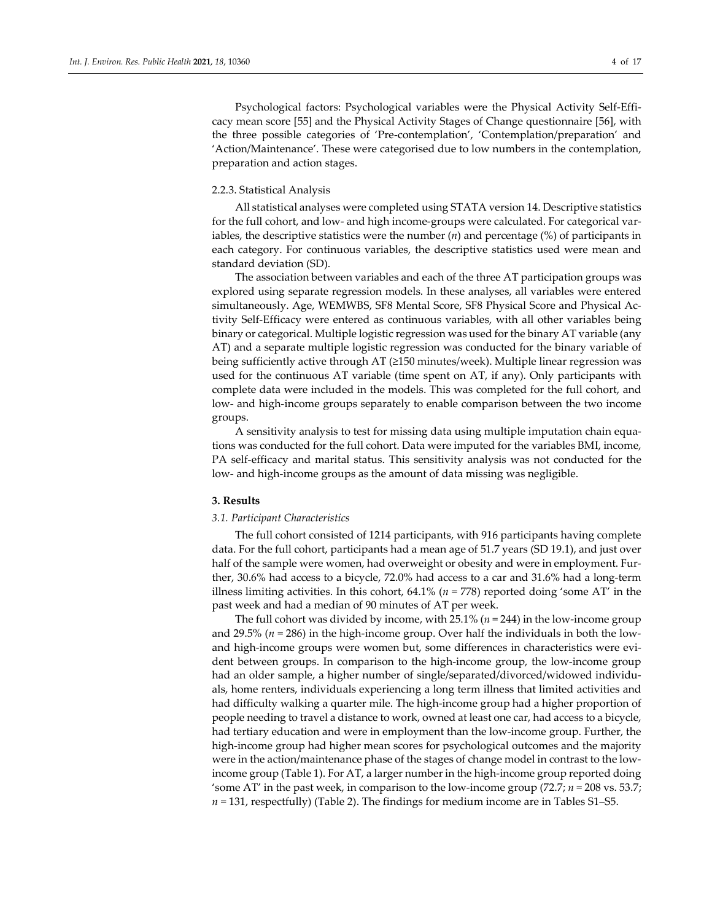Psychological factors: Psychological variables were the Physical Activity Self-Efficacy mean score [55] and the Physical Activity Stages of Change questionnaire [56], with the three possible categories of 'Pre-contemplation', 'Contemplation/preparation' and 'Action/Maintenance'. These were categorised due to low numbers in the contemplation, preparation and action stages.

### 2.2.3. Statistical Analysis

All statistical analyses were completed using STATA version 14. Descriptive statistics for the full cohort, and low- and high income-groups were calculated. For categorical variables, the descriptive statistics were the number (*n*) and percentage (%) of participants in each category. For continuous variables, the descriptive statistics used were mean and standard deviation (SD).

The association between variables and each of the three AT participation groups was explored using separate regression models. In these analyses, all variables were entered simultaneously. Age, WEMWBS, SF8 Mental Score, SF8 Physical Score and Physical Activity Self-Efficacy were entered as continuous variables, with all other variables being binary or categorical. Multiple logistic regression was used for the binary AT variable (any AT) and a separate multiple logistic regression was conducted for the binary variable of being sufficiently active through AT (≥150 minutes/week). Multiple linear regression was used for the continuous AT variable (time spent on AT, if any). Only participants with complete data were included in the models. This was completed for the full cohort, and low- and high-income groups separately to enable comparison between the two income groups.

A sensitivity analysis to test for missing data using multiple imputation chain equations was conducted for the full cohort. Data were imputed for the variables BMI, income, PA self-efficacy and marital status. This sensitivity analysis was not conducted for the low- and high-income groups as the amount of data missing was negligible.

## 3. Results

### *3.1. Participant Characteristics*

The full cohort consisted of 1214 participants, with 916 participants having complete data. For the full cohort, participants had a mean age of 51.7 years (SD 19.1), and just over half of the sample were women, had overweight or obesity and were in employment. Further, 30.6% had access to a bicycle, 72.0% had access to a car and 31.6% had a long-term illness limiting activities. In this cohort, 64.1% (*n* = 778) reported doing 'some AT' in the past week and had a median of 90 minutes of AT per week.

The full cohort was divided by income, with 25.1% (*n* = 244) in the low-income group and 29.5% (*n* = 286) in the high-income group. Over half the individuals in both the low- and high-income groups were women but, some differences in characteristics were evident between groups. In comparison to the high-income group, the low-income group had an older sample, a higher number of single/separated/divorced/widowed individuals, home renters, individuals experiencing a long term illness that limited activities and had difficulty walking a quarter mile. The high-income group had a higher proportion of people needing to travel a distance to work, owned at least one car, had access to a bicycle, had tertiary education and were in employment than the low-income group. Further, the high-income group had higher mean scores for psychological outcomes and the majority were in the action/maintenance phase of the stages of change model in contrast to the low-income group (Table 1). For AT, a larger number in the high-income group reported doing 'some AT' in the past week, in comparison to the low-income group (72.7; *n* = 208 vs. 53.7; *n* = 131, respectfully) (Table 2). The findings for medium income are in Tables S1–S5.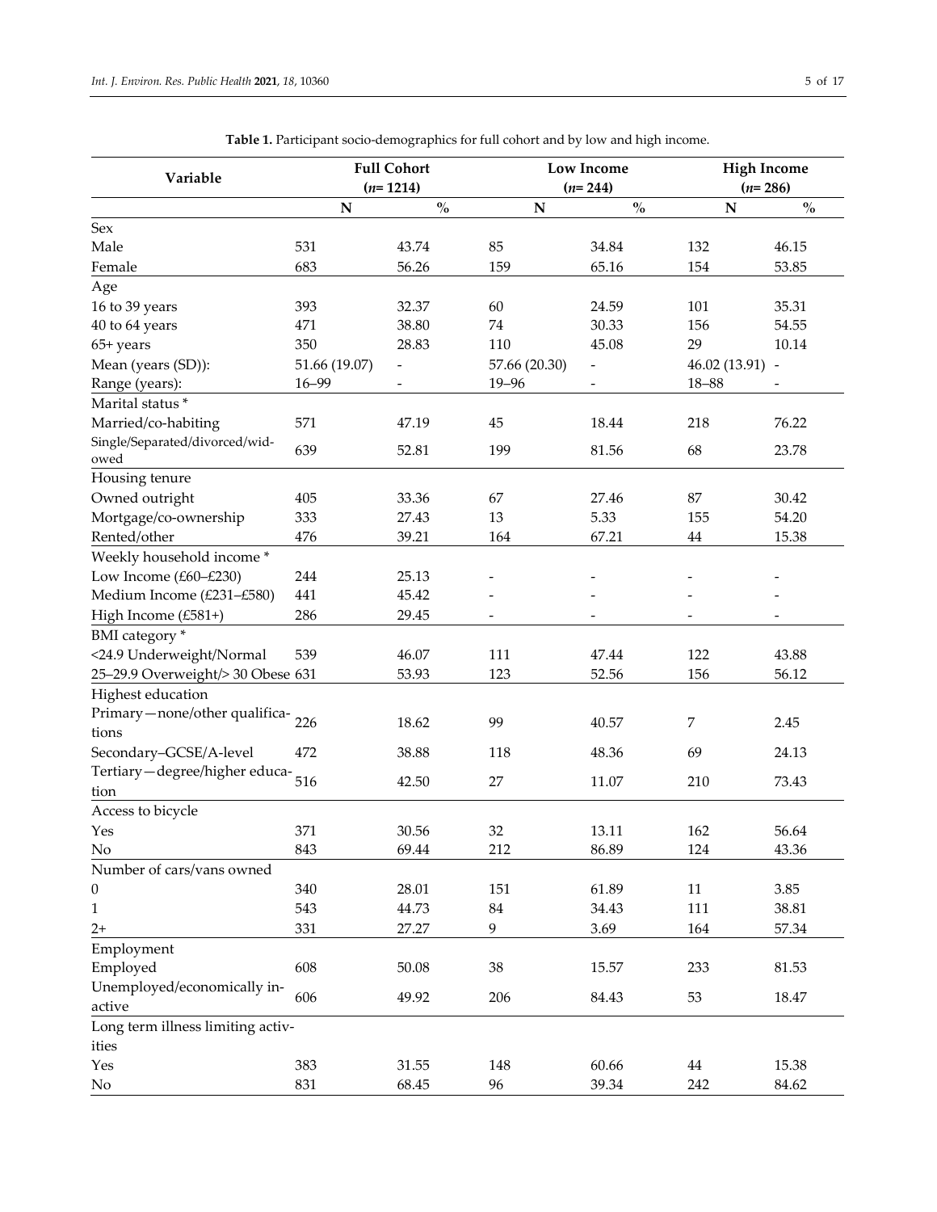**Table 1.** Participant socio-demographics for full cohort and by low and high income.

| Variable | Full Cohort (*n*= 1214) | | Low Income (*n*= 244) | | High Income (*n*= 286) | |
|---|---|---|---|---|---|---|
| | N | % | N | % | N | % |
| Sex | | | | | | |
| Male | 531 | 43.74 | 85 | 34.84 | 132 | 46.15 |
| Female | 683 | 56.26 | 159 | 65.16 | 154 | 53.85 |
| Age | | | | | | |
| 16 to 39 years | 393 | 32.37 | 60 | 24.59 | 101 | 35.31 |
| 40 to 64 years | 471 | 38.80 | 74 | 30.33 | 156 | 54.55 |
| 65+ years | 350 | 28.83 | 110 | 45.08 | 29 | 10.14 |
| Mean (years (SD)): | 51.66 (19.07) | - | 57.66 (20.30) | - | 46.02 (13.91) | - |
| Range (years): | 16–99 | - | 19–96 | - | 18–88 | - |
| Marital status * | | | | | | |
| Married/co-habiting | 571 | 47.19 | 45 | 18.44 | 218 | 76.22 |
| Single/Separated/divorced/widowed | 639 | 52.81 | 199 | 81.56 | 68 | 23.78 |
| Housing tenure | | | | | | |
| Owned outright | 405 | 33.36 | 67 | 27.46 | 87 | 30.42 |
| Mortgage/co-ownership | 333 | 27.43 | 13 | 5.33 | 155 | 54.20 |
| Rented/other | 476 | 39.21 | 164 | 67.21 | 44 | 15.38 |
| Weekly household income * | | | | | | |
| Low Income (£60–£230) | 244 | 25.13 | - | - | - | - |
| Medium Income (£231–£580) | 441 | 45.42 | - | - | - | - |
| High Income (£581+) | 286 | 29.45 | - | - | - | - |
| BMI category * | | | | | | |
| <24.9 Underweight/Normal | 539 | 46.07 | 111 | 47.44 | 122 | 43.88 |
| 25–29.9 Overweight/> 30 Obese | 631 | 53.93 | 123 | 52.56 | 156 | 56.12 |
| Highest education | | | | | | |
| Primary—none/other qualifications | 226 | 18.62 | 99 | 40.57 | 7 | 2.45 |
| Secondary–GCSE/A-level | 472 | 38.88 | 118 | 48.36 | 69 | 24.13 |
| Tertiary—degree/higher education | 516 | 42.50 | 27 | 11.07 | 210 | 73.43 |
| Access to bicycle | | | | | | |
| Yes | 371 | 30.56 | 32 | 13.11 | 162 | 56.64 |
| No | 843 | 69.44 | 212 | 86.89 | 124 | 43.36 |
| Number of cars/vans owned | | | | | | |
| 0 | 340 | 28.01 | 151 | 61.89 | 11 | 3.85 |
| 1 | 543 | 44.73 | 84 | 34.43 | 111 | 38.81 |
| 2+ | 331 | 27.27 | 9 | 3.69 | 164 | 57.34 |
| Employment | | | | | | |
| Employed | 608 | 50.08 | 38 | 15.57 | 233 | 81.53 |
| Unemployed/economically inactive | 606 | 49.92 | 206 | 84.43 | 53 | 18.47 |
| Long term illness limiting activities | | | | | | |
| Yes | 383 | 31.55 | 148 | 60.66 | 44 | 15.38 |
| No | 831 | 68.45 | 96 | 39.34 | 242 | 84.62 |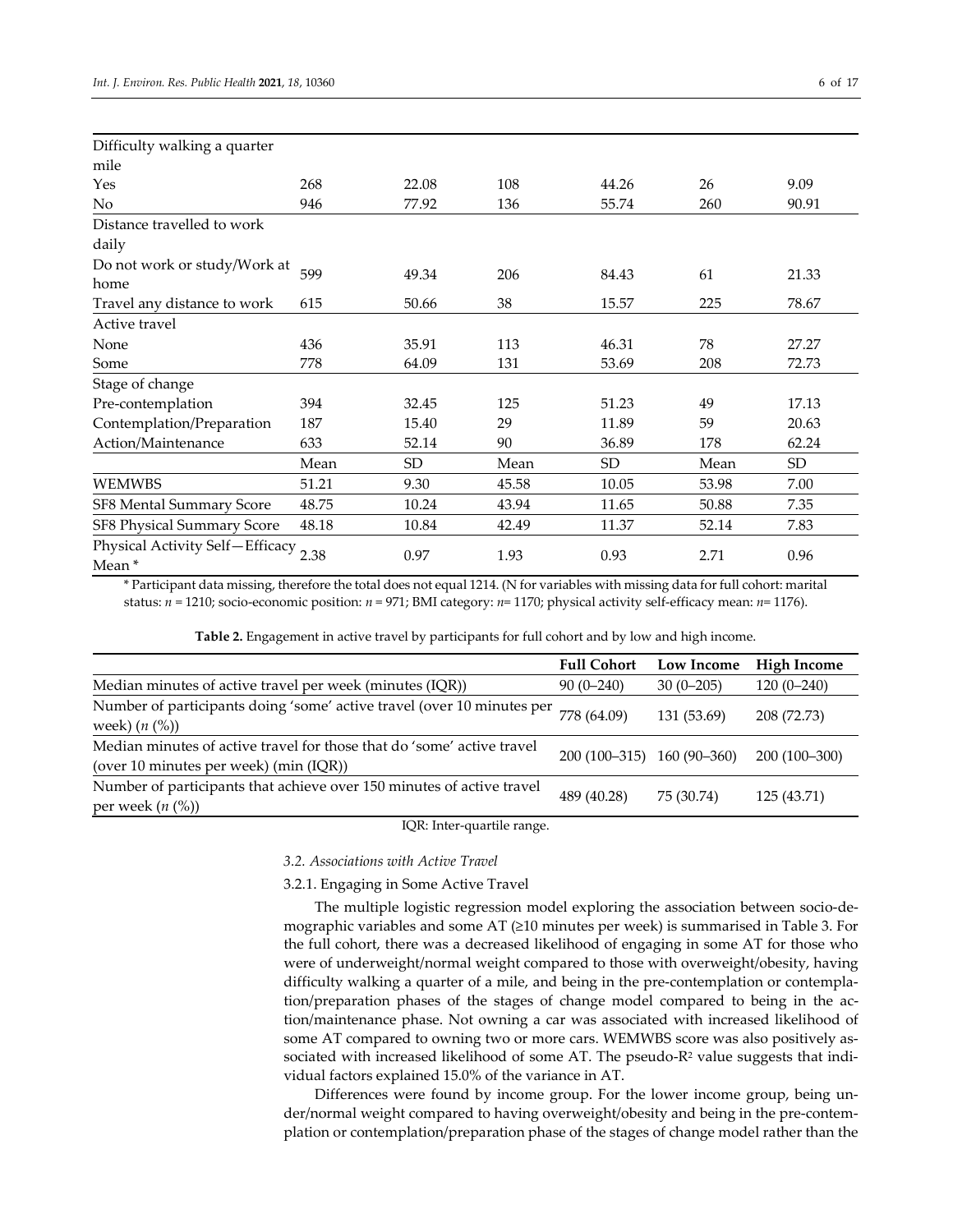| | | | | | | |
|---|---|---|---|---|---|---|
| Difficulty walking a quarter mile | | | | | | |
| Yes | 268 | 22.08 | 108 | 44.26 | 26 | 9.09 |
| No | 946 | 77.92 | 136 | 55.74 | 260 | 90.91 |
| Distance travelled to work daily | | | | | | |
| Do not work or study/Work at home | 599 | 49.34 | 206 | 84.43 | 61 | 21.33 |
| Travel any distance to work | 615 | 50.66 | 38 | 15.57 | 225 | 78.67 |
| Active travel | | | | | | |
| None | 436 | 35.91 | 113 | 46.31 | 78 | 27.27 |
| Some | 778 | 64.09 | 131 | 53.69 | 208 | 72.73 |
| Stage of change | | | | | | |
| Pre-contemplation | 394 | 32.45 | 125 | 51.23 | 49 | 17.13 |
| Contemplation/Preparation | 187 | 15.40 | 29 | 11.89 | 59 | 20.63 |
| Action/Maintenance | 633 | 52.14 | 90 | 36.89 | 178 | 62.24 |
| | Mean | SD | Mean | SD | Mean | SD |
| WEMWBS | 51.21 | 9.30 | 45.58 | 10.05 | 53.98 | 7.00 |
| SF8 Mental Summary Score | 48.75 | 10.24 | 43.94 | 11.65 | 50.88 | 7.35 |
| SF8 Physical Summary Score | 48.18 | 10.84 | 42.49 | 11.37 | 52.14 | 7.83 |
| Physical Activity Self—Efficacy Mean * | 2.38 | 0.97 | 1.93 | 0.93 | 2.71 | 0.96 |

* Participant data missing, therefore the total does not equal 1214. (N for variables with missing data for full cohort: marital status: $n = 1210$; socio-economic position: $n = 971$; BMI category: $n = 1170$; physical activity self-efficacy mean: $n = 1176$).

**Table 2.** Engagement in active travel by participants for full cohort and by low and high income.

| | Full Cohort | Low Income | High Income |
|---|---|---|---|
| Median minutes of active travel per week (minutes (IQR)) | 90 (0–240) | 30 (0–205) | 120 (0–240) |
| Number of participants doing 'some' active travel (over 10 minutes per week) (*n* (%)) | 778 (64.09) | 131 (53.69) | 208 (72.73) |
| Median minutes of active travel for those that do 'some' active travel (over 10 minutes per week) (min (IQR)) | 200 (100–315) | 160 (90–360) | 200 (100–300) |
| Number of participants that achieve over 150 minutes of active travel per week (*n* (%)) | 489 (40.28) | 75 (30.74) | 125 (43.71) |

IQR: Inter-quartile range.

### *3.2. Associations with Active Travel*

#### 3.2.1. Engaging in Some Active Travel

The multiple logistic regression model exploring the association between socio-demographic variables and some AT (≥10 minutes per week) is summarised in Table 3. For the full cohort, there was a decreased likelihood of engaging in some AT for those who were of underweight/normal weight compared to those with overweight/obesity, having difficulty walking a quarter of a mile, and being in the pre-contemplation or contemplation/preparation phases of the stages of change model compared to being in the action/maintenance phase. Not owning a car was associated with increased likelihood of some AT compared to owning two or more cars. WEMWBS score was also positively associated with increased likelihood of some AT. The pseudo-$R^2$ value suggests that individual factors explained 15.0% of the variance in AT.

Differences were found by income group. For the lower income group, being under/normal weight compared to having overweight/obesity and being in the pre-contemplation or contemplation/preparation phase of the stages of change model rather than the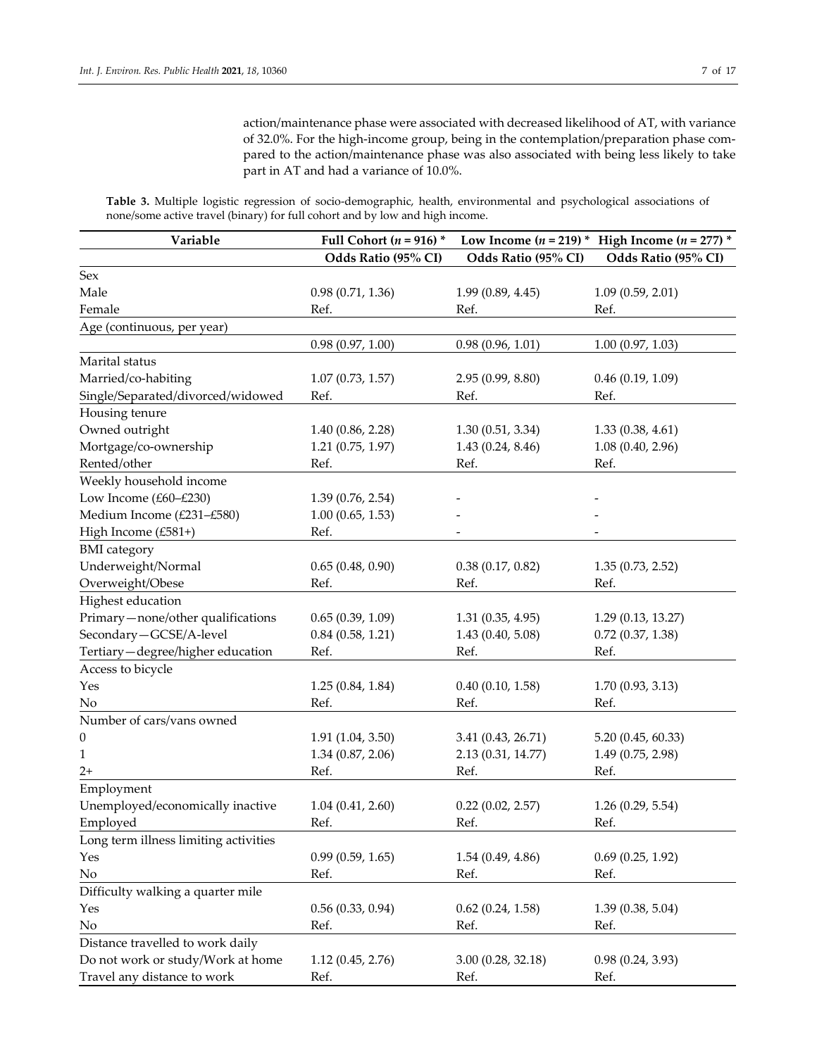action/maintenance phase were associated with decreased likelihood of AT, with variance of 32.0%. For the high-income group, being in the contemplation/preparation phase compared to the action/maintenance phase was also associated with being less likely to take part in AT and had a variance of 10.0%.

**Table 3.** Multiple logistic regression of socio-demographic, health, environmental and psychological associations of none/some active travel (binary) for full cohort and by low and high income.

| Variable | Full Cohort (*n* = 916) * | Low Income (*n* = 219) * | High Income (*n* = 277) * |
|---|---|---|---|
| | Odds Ratio (95% CI) | Odds Ratio (95% CI) | Odds Ratio (95% CI) |
| Sex | | | |
| Male | 0.98 (0.71, 1.36) | 1.99 (0.89, 4.45) | 1.09 (0.59, 2.01) |
| Female | Ref. | Ref. | Ref. |
| Age (continuous, per year) | | | |
| | 0.98 (0.97, 1.00) | 0.98 (0.96, 1.01) | 1.00 (0.97, 1.03) |
| Marital status | | | |
| Married/co-habiting | 1.07 (0.73, 1.57) | 2.95 (0.99, 8.80) | 0.46 (0.19, 1.09) |
| Single/Separated/divorced/widowed | Ref. | Ref. | Ref. |
| Housing tenure | | | |
| Owned outright | 1.40 (0.86, 2.28) | 1.30 (0.51, 3.34) | 1.33 (0.38, 4.61) |
| Mortgage/co-ownership | 1.21 (0.75, 1.97) | 1.43 (0.24, 8.46) | 1.08 (0.40, 2.96) |
| Rented/other | Ref. | Ref. | Ref. |
| Weekly household income | | | |
| Low Income (£60–£230) | 1.39 (0.76, 2.54) | - | - |
| Medium Income (£231–£580) | 1.00 (0.65, 1.53) | - | - |
| High Income (£581+) | Ref. | - | - |
| BMI category | | | |
| Underweight/Normal | 0.65 (0.48, 0.90) | 0.38 (0.17, 0.82) | 1.35 (0.73, 2.52) |
| Overweight/Obese | Ref. | Ref. | Ref. |
| Highest education | | | |
| Primary—none/other qualifications | 0.65 (0.39, 1.09) | 1.31 (0.35, 4.95) | 1.29 (0.13, 13.27) |
| Secondary—GCSE/A-level | 0.84 (0.58, 1.21) | 1.43 (0.40, 5.08) | 0.72 (0.37, 1.38) |
| Tertiary—degree/higher education | Ref. | Ref. | Ref. |
| Access to bicycle | | | |
| Yes | 1.25 (0.84, 1.84) | 0.40 (0.10, 1.58) | 1.70 (0.93, 3.13) |
| No | Ref. | Ref. | Ref. |
| Number of cars/vans owned | | | |
| 0 | 1.91 (1.04, 3.50) | 3.41 (0.43, 26.71) | 5.20 (0.45, 60.33) |
| 1 | 1.34 (0.87, 2.06) | 2.13 (0.31, 14.77) | 1.49 (0.75, 2.98) |
| 2+ | Ref. | Ref. | Ref. |
| Employment | | | |
| Unemployed/economically inactive | 1.04 (0.41, 2.60) | 0.22 (0.02, 2.57) | 1.26 (0.29, 5.54) |
| Employed | Ref. | Ref. | Ref. |
| Long term illness limiting activities | | | |
| Yes | 0.99 (0.59, 1.65) | 1.54 (0.49, 4.86) | 0.69 (0.25, 1.92) |
| No | Ref. | Ref. | Ref. |
| Difficulty walking a quarter mile | | | |
| Yes | 0.56 (0.33, 0.94) | 0.62 (0.24, 1.58) | 1.39 (0.38, 5.04) |
| No | Ref. | Ref. | Ref. |
| Distance travelled to work daily | | | |
| Do not work or study/Work at home | 1.12 (0.45, 2.76) | 3.00 (0.28, 32.18) | 0.98 (0.24, 3.93) |
| Travel any distance to work | Ref. | Ref. | Ref. |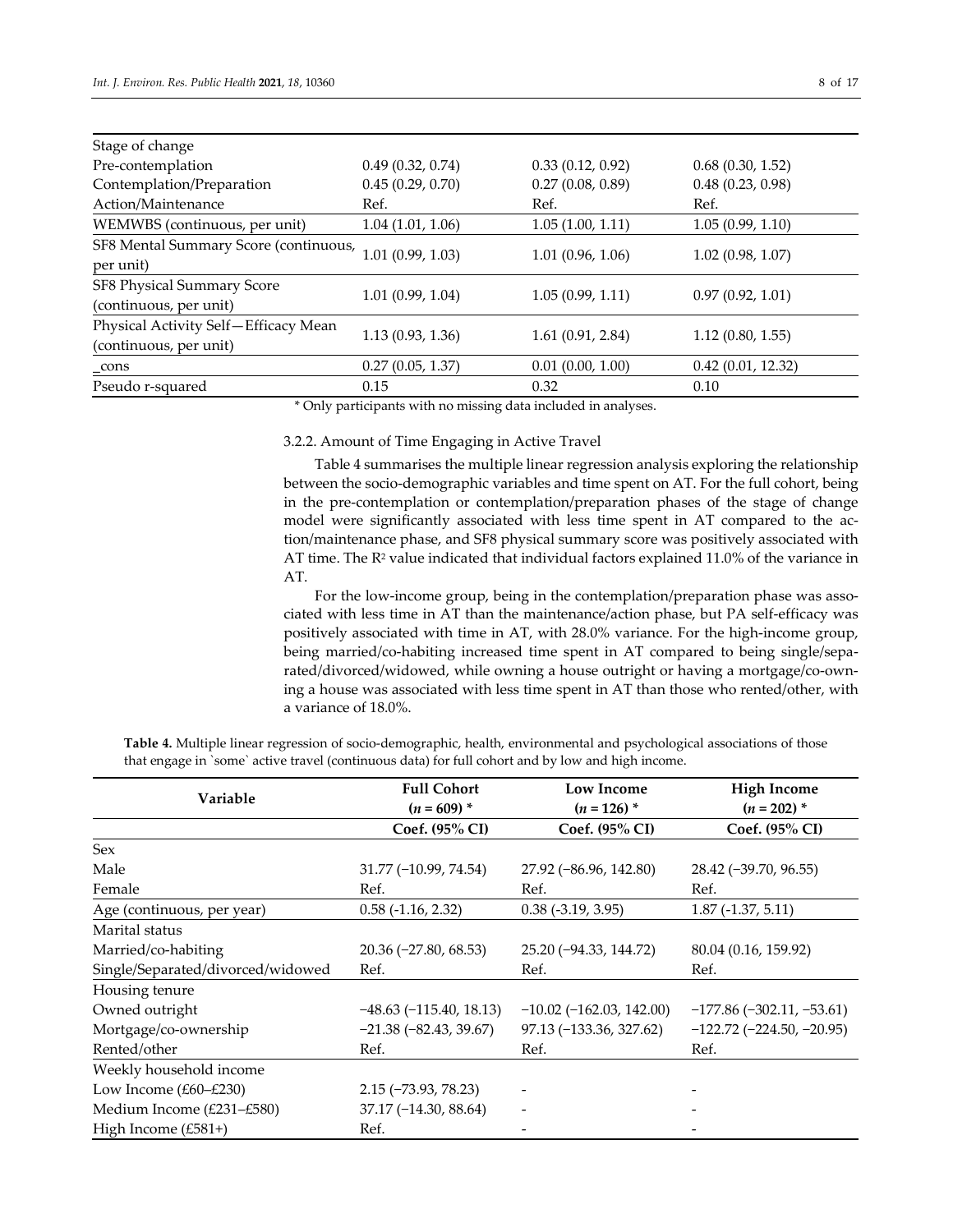| Stage of change | | | |
|---|---|---|---|
| Pre-contemplation | 0.49 (0.32, 0.74) | 0.33 (0.12, 0.92) | 0.68 (0.30, 1.52) |
| Contemplation/Preparation | 0.45 (0.29, 0.70) | 0.27 (0.08, 0.89) | 0.48 (0.23, 0.98) |
| Action/Maintenance | Ref. | Ref. | Ref. |
| WEMWBS (continuous, per unit) | 1.04 (1.01, 1.06) | 1.05 (1.00, 1.11) | 1.05 (0.99, 1.10) |
| SF8 Mental Summary Score (continuous, per unit) | 1.01 (0.99, 1.03) | 1.01 (0.96, 1.06) | 1.02 (0.98, 1.07) |
| SF8 Physical Summary Score (continuous, per unit) | 1.01 (0.99, 1.04) | 1.05 (0.99, 1.11) | 0.97 (0.92, 1.01) |
| Physical Activity Self—Efficacy Mean (continuous, per unit) | 1.13 (0.93, 1.36) | 1.61 (0.91, 2.84) | 1.12 (0.80, 1.55) |
| _cons | 0.27 (0.05, 1.37) | 0.01 (0.00, 1.00) | 0.42 (0.01, 12.32) |
| Pseudo r-squared | 0.15 | 0.32 | 0.10 |

\* Only participants with no missing data included in analyses.

#### 3.2.2. Amount of Time Engaging in Active Travel

Table 4 summarises the multiple linear regression analysis exploring the relationship between the socio-demographic variables and time spent on AT. For the full cohort, being in the pre-contemplation or contemplation/preparation phases of the stage of change model were significantly associated with less time spent in AT compared to the action/maintenance phase, and SF8 physical summary score was positively associated with AT time. The $R^2$ value indicated that individual factors explained 11.0% of the variance in AT.

For the low-income group, being in the contemplation/preparation phase was associated with less time in AT than the maintenance/action phase, but PA self-efficacy was positively associated with time in AT, with 28.0% variance. For the high-income group, being married/co-habiting increased time spent in AT compared to being single/separated/divorced/widowed, while owning a house outright or having a mortgage/co-owning a house was associated with less time spent in AT than those who rented/other, with a variance of 18.0%.

**Table 4.** Multiple linear regression of socio-demographic, health, environmental and psychological associations of those that engage in `some` active travel (continuous data) for full cohort and by low and high income.

| Variable | Full Cohort ($n$ = 609) * | Low Income ($n$ = 126) * | High Income ($n$ = 202) * |
|---|---|---|---|
| | Coef. (95% CI) | Coef. (95% CI) | Coef. (95% CI) |
| Sex | | | |
| Male | 31.77 (−10.99, 74.54) | 27.92 (−86.96, 142.80) | 28.42 (−39.70, 96.55) |
| Female | Ref. | Ref. | Ref. |
| Age (continuous, per year) | 0.58 (-1.16, 2.32) | 0.38 (-3.19, 3.95) | 1.87 (-1.37, 5.11) |
| Marital status | | | |
| Married/co-habiting | 20.36 (−27.80, 68.53) | 25.20 (−94.33, 144.72) | 80.04 (0.16, 159.92) |
| Single/Separated/divorced/widowed | Ref. | Ref. | Ref. |
| Housing tenure | | | |
| Owned outright | −48.63 (−115.40, 18.13) | −10.02 (−162.03, 142.00) | −177.86 (−302.11, −53.61) |
| Mortgage/co-ownership | −21.38 (−82.43, 39.67) | 97.13 (−133.36, 327.62) | −122.72 (−224.50, −20.95) |
| Rented/other | Ref. | Ref. | Ref. |
| Weekly household income | | | |
| Low Income (£60–£230) | 2.15 (−73.93, 78.23) | - | - |
| Medium Income (£231–£580) | 37.17 (−14.30, 88.64) | - | - |
| High Income (£581+) | Ref. | - | - |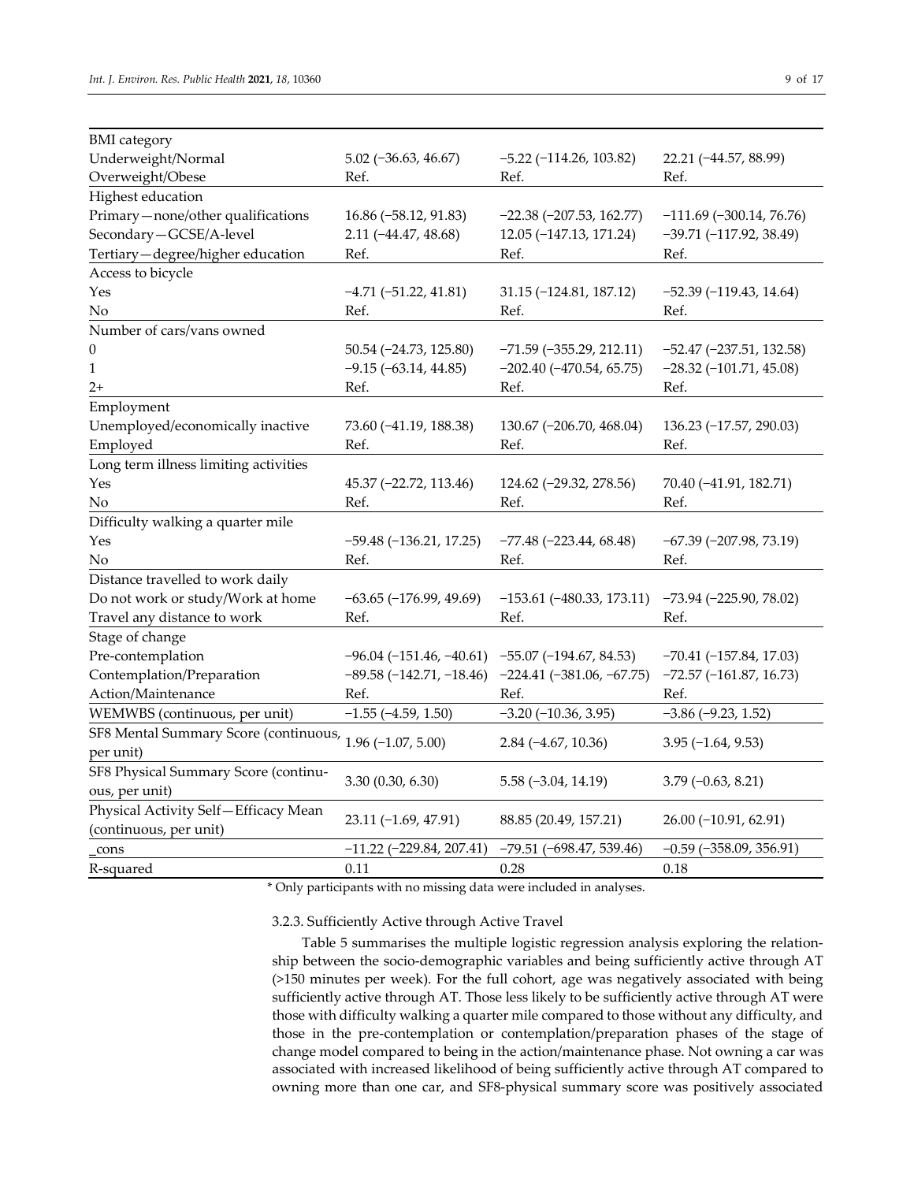| | | | |
|---|---|---|---|
| BMI category | | | |
| Underweight/Normal | 5.02 (−36.63, 46.67) | −5.22 (−114.26, 103.82) | 22.21 (−44.57, 88.99) |
| Overweight/Obese | Ref. | Ref. | Ref. |
| Highest education | | | |
| Primary—none/other qualifications | 16.86 (−58.12, 91.83) | −22.38 (−207.53, 162.77) | −111.69 (−300.14, 76.76) |
| Secondary—GCSE/A-level | 2.11 (−44.47, 48.68) | 12.05 (−147.13, 171.24) | −39.71 (−117.92, 38.49) |
| Tertiary—degree/higher education | Ref. | Ref. | Ref. |
| Access to bicycle | | | |
| Yes | −4.71 (−51.22, 41.81) | 31.15 (−124.81, 187.12) | −52.39 (−119.43, 14.64) |
| No | Ref. | Ref. | Ref. |
| Number of cars/vans owned | | | |
| 0 | 50.54 (−24.73, 125.80) | −71.59 (−355.29, 212.11) | −52.47 (−237.51, 132.58) |
| 1 | −9.15 (−63.14, 44.85) | −202.40 (−470.54, 65.75) | −28.32 (−101.71, 45.08) |
| 2+ | Ref. | Ref. | Ref. |
| Employment | | | |
| Unemployed/economically inactive | 73.60 (−41.19, 188.38) | 130.67 (−206.70, 468.04) | 136.23 (−17.57, 290.03) |
| Employed | Ref. | Ref. | Ref. |
| Long term illness limiting activities | | | |
| Yes | 45.37 (−22.72, 113.46) | 124.62 (−29.32, 278.56) | 70.40 (−41.91, 182.71) |
| No | Ref. | Ref. | Ref. |
| Difficulty walking a quarter mile | | | |
| Yes | −59.48 (−136.21, 17.25) | −77.48 (−223.44, 68.48) | −67.39 (−207.98, 73.19) |
| No | Ref. | Ref. | Ref. |
| Distance travelled to work daily | | | |
| Do not work or study/Work at home | −63.65 (−176.99, 49.69) | −153.61 (−480.33, 173.11) | −73.94 (−225.90, 78.02) |
| Travel any distance to work | Ref. | Ref. | Ref. |
| Stage of change | | | |
| Pre-contemplation | −96.04 (−151.46, −40.61) | −55.07 (−194.67, 84.53) | −70.41 (−157.84, 17.03) |
| Contemplation/Preparation | −89.58 (−142.71, −18.46) | −224.41 (−381.06, −67.75) | −72.57 (−161.87, 16.73) |
| Action/Maintenance | Ref. | Ref. | Ref. |
| WEMWBS (continuous, per unit) | −1.55 (−4.59, 1.50) | −3.20 (−10.36, 3.95) | −3.86 (−9.23, 1.52) |
| SF8 Mental Summary Score (continuous, per unit) | 1.96 (−1.07, 5.00) | 2.84 (−4.67, 10.36) | 3.95 (−1.64, 9.53) |
| SF8 Physical Summary Score (continuous, per unit) | 3.30 (0.30, 6.30) | 5.58 (−3.04, 14.19) | 3.79 (−0.63, 8.21) |
| Physical Activity Self—Efficacy Mean (continuous, per unit) | 23.11 (−1.69, 47.91) | 88.85 (20.49, 157.21) | 26.00 (−10.91, 62.91) |
| _cons | −11.22 (−229.84, 207.41) | −79.51 (−698.47, 539.46) | −0.59 (−358.09, 356.91) |
| R-squared | 0.11 | 0.28 | 0.18 |

\* Only participants with no missing data were included in analyses.

### 3.2.3. Sufficiently Active through Active Travel

Table 5 summarises the multiple logistic regression analysis exploring the relationship between the socio-demographic variables and being sufficiently active through AT (>150 minutes per week). For the full cohort, age was negatively associated with being sufficiently active through AT. Those less likely to be sufficiently active through AT were those with difficulty walking a quarter mile compared to those without any difficulty, and those in the pre-contemplation or contemplation/preparation phases of the stage of change model compared to being in the action/maintenance phase. Not owning a car was associated with increased likelihood of being sufficiently active through AT compared to owning more than one car, and SF8-physical summary score was positively associated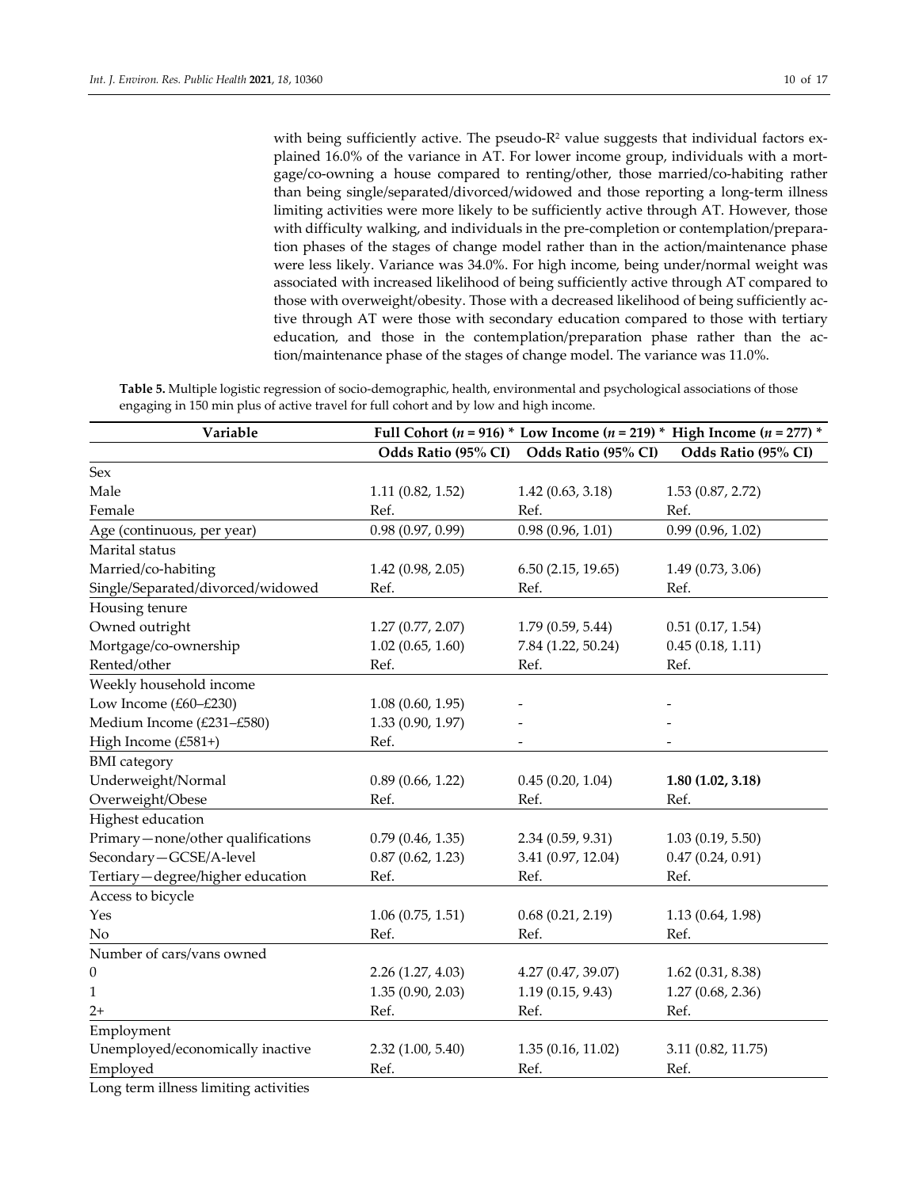with being sufficiently active. The pseudo-$R^2$ value suggests that individual factors explained 16.0% of the variance in AT. For lower income group, individuals with a mortgage/co-owning a house compared to renting/other, those married/co-habiting rather than being single/separated/divorced/widowed and those reporting a long-term illness limiting activities were more likely to be sufficiently active through AT. However, those with difficulty walking, and individuals in the pre-completion or contemplation/preparation phases of the stages of change model rather than in the action/maintenance phase were less likely. Variance was 34.0%. For high income, being under/normal weight was associated with increased likelihood of being sufficiently active through AT compared to those with overweight/obesity. Those with a decreased likelihood of being sufficiently active through AT were those with secondary education compared to those with tertiary education, and those in the contemplation/preparation phase rather than the action/maintenance phase of the stages of change model. The variance was 11.0%.

**Table 5.** Multiple logistic regression of socio-demographic, health, environmental and psychological associations of those engaging in 150 min plus of active travel for full cohort and by low and high income.

| Variable | Full Cohort (*n* = 916) * | Low Income (*n* = 219) * | High Income (*n* = 277) * |
|---|---|---|---|
| | Odds Ratio (95% CI) | Odds Ratio (95% CI) | Odds Ratio (95% CI) |
| Sex | | | |
| Male | 1.11 (0.82, 1.52) | 1.42 (0.63, 3.18) | 1.53 (0.87, 2.72) |
| Female | Ref. | Ref. | Ref. |
| Age (continuous, per year) | 0.98 (0.97, 0.99) | 0.98 (0.96, 1.01) | 0.99 (0.96, 1.02) |
| Marital status | | | |
| Married/co-habiting | 1.42 (0.98, 2.05) | 6.50 (2.15, 19.65) | 1.49 (0.73, 3.06) |
| Single/Separated/divorced/widowed | Ref. | Ref. | Ref. |
| Housing tenure | | | |
| Owned outright | 1.27 (0.77, 2.07) | 1.79 (0.59, 5.44) | 0.51 (0.17, 1.54) |
| Mortgage/co-ownership | 1.02 (0.65, 1.60) | 7.84 (1.22, 50.24) | 0.45 (0.18, 1.11) |
| Rented/other | Ref. | Ref. | Ref. |
| Weekly household income | | | |
| Low Income (£60–£230) | 1.08 (0.60, 1.95) | - | - |
| Medium Income (£231–£580) | 1.33 (0.90, 1.97) | - | - |
| High Income (£581+) | Ref. | - | - |
| BMI category | | | |
| Underweight/Normal | 0.89 (0.66, 1.22) | 0.45 (0.20, 1.04) | **1.80 (1.02, 3.18)** |
| Overweight/Obese | Ref. | Ref. | Ref. |
| Highest education | | | |
| Primary—none/other qualifications | 0.79 (0.46, 1.35) | 2.34 (0.59, 9.31) | 1.03 (0.19, 5.50) |
| Secondary—GCSE/A-level | 0.87 (0.62, 1.23) | 3.41 (0.97, 12.04) | 0.47 (0.24, 0.91) |
| Tertiary—degree/higher education | Ref. | Ref. | Ref. |
| Access to bicycle | | | |
| Yes | 1.06 (0.75, 1.51) | 0.68 (0.21, 2.19) | 1.13 (0.64, 1.98) |
| No | Ref. | Ref. | Ref. |
| Number of cars/vans owned | | | |
| 0 | 2.26 (1.27, 4.03) | 4.27 (0.47, 39.07) | 1.62 (0.31, 8.38) |
| 1 | 1.35 (0.90, 2.03) | 1.19 (0.15, 9.43) | 1.27 (0.68, 2.36) |
| 2+ | Ref. | Ref. | Ref. |
| Employment | | | |
| Unemployed/economically inactive | 2.32 (1.00, 5.40) | 1.35 (0.16, 11.02) | 3.11 (0.82, 11.75) |
| Employed | Ref. | Ref. | Ref. |
| Long term illness limiting activities | | | |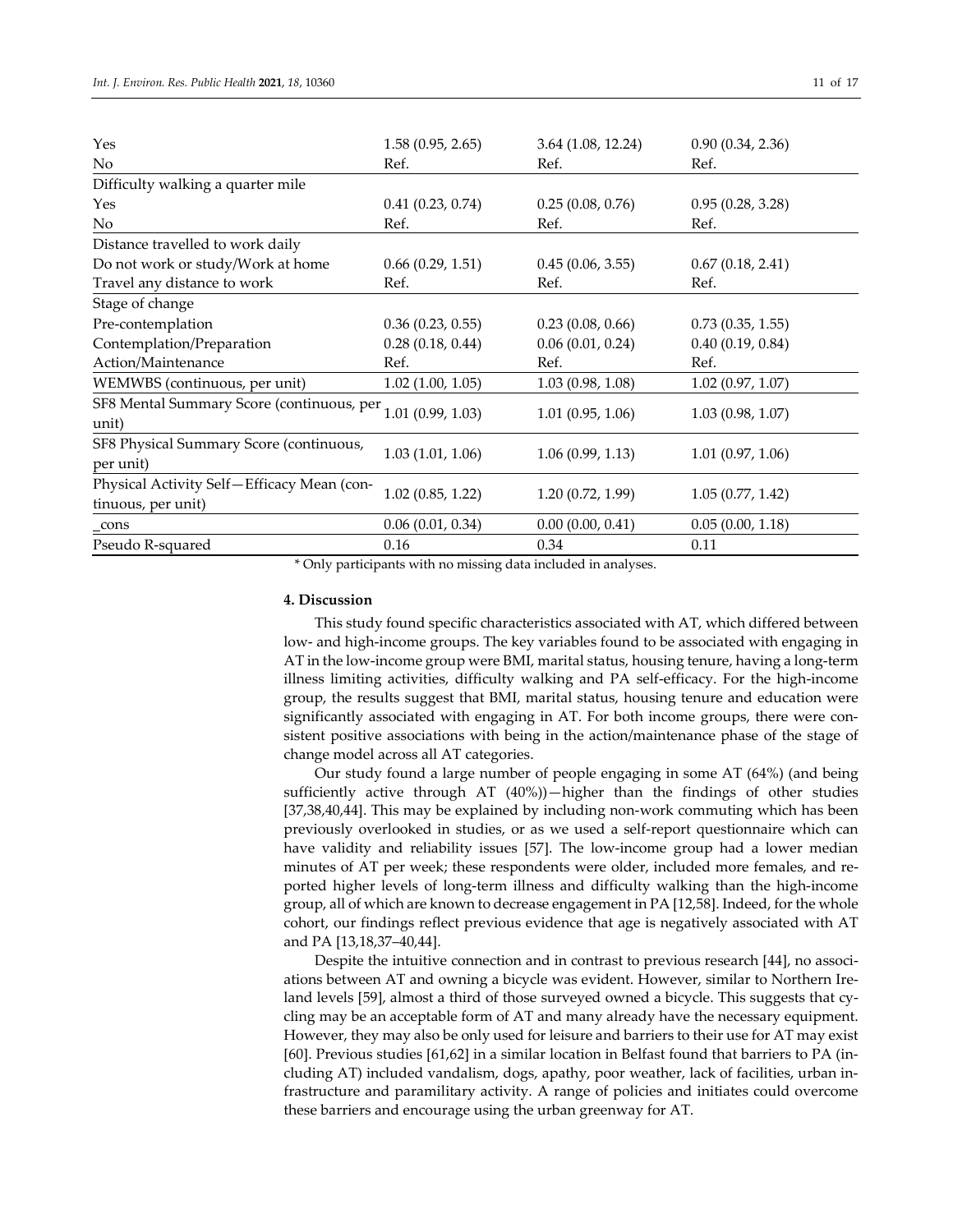| | | | |
|---|---|---|---|
| Yes | 1.58 (0.95, 2.65) | 3.64 (1.08, 12.24) | 0.90 (0.34, 2.36) |
| No | Ref. | Ref. | Ref. |
| Difficulty walking a quarter mile | | | |
| Yes | 0.41 (0.23, 0.74) | 0.25 (0.08, 0.76) | 0.95 (0.28, 3.28) |
| No | Ref. | Ref. | Ref. |
| Distance travelled to work daily | | | |
| Do not work or study/Work at home | 0.66 (0.29, 1.51) | 0.45 (0.06, 3.55) | 0.67 (0.18, 2.41) |
| Travel any distance to work | Ref. | Ref. | Ref. |
| Stage of change | | | |
| Pre-contemplation | 0.36 (0.23, 0.55) | 0.23 (0.08, 0.66) | 0.73 (0.35, 1.55) |
| Contemplation/Preparation | 0.28 (0.18, 0.44) | 0.06 (0.01, 0.24) | 0.40 (0.19, 0.84) |
| Action/Maintenance | Ref. | Ref. | Ref. |
| WEMWBS (continuous, per unit) | 1.02 (1.00, 1.05) | 1.03 (0.98, 1.08) | 1.02 (0.97, 1.07) |
| SF8 Mental Summary Score (continuous, per unit) | 1.01 (0.99, 1.03) | 1.01 (0.95, 1.06) | 1.03 (0.98, 1.07) |
| SF8 Physical Summary Score (continuous, per unit) | 1.03 (1.01, 1.06) | 1.06 (0.99, 1.13) | 1.01 (0.97, 1.06) |
| Physical Activity Self—Efficacy Mean (continuous, per unit) | 1.02 (0.85, 1.22) | 1.20 (0.72, 1.99) | 1.05 (0.77, 1.42) |
| _cons | 0.06 (0.01, 0.34) | 0.00 (0.00, 0.41) | 0.05 (0.00, 1.18) |
| Pseudo R-squared | 0.16 | 0.34 | 0.11 |

* Only participants with no missing data included in analyses.

## 4. Discussion

This study found specific characteristics associated with AT, which differed between low- and high-income groups. The key variables found to be associated with engaging in AT in the low-income group were BMI, marital status, housing tenure, having a long-term illness limiting activities, difficulty walking and PA self-efficacy. For the high-income group, the results suggest that BMI, marital status, housing tenure and education were significantly associated with engaging in AT. For both income groups, there were consistent positive associations with being in the action/maintenance phase of the stage of change model across all AT categories.

Our study found a large number of people engaging in some AT (64%) (and being sufficiently active through AT (40%))—higher than the findings of other studies [37,38,40,44]. This may be explained by including non-work commuting which has been previously overlooked in studies, or as we used a self-report questionnaire which can have validity and reliability issues [57]. The low-income group had a lower median minutes of AT per week; these respondents were older, included more females, and reported higher levels of long-term illness and difficulty walking than the high-income group, all of which are known to decrease engagement in PA [12,58]. Indeed, for the whole cohort, our findings reflect previous evidence that age is negatively associated with AT and PA [13,18,37–40,44].

Despite the intuitive connection and in contrast to previous research [44], no associations between AT and owning a bicycle was evident. However, similar to Northern Ireland levels [59], almost a third of those surveyed owned a bicycle. This suggests that cycling may be an acceptable form of AT and many already have the necessary equipment. However, they may also be only used for leisure and barriers to their use for AT may exist [60]. Previous studies [61,62] in a similar location in Belfast found that barriers to PA (including AT) included vandalism, dogs, apathy, poor weather, lack of facilities, urban infrastructure and paramilitary activity. A range of policies and initiates could overcome these barriers and encourage using the urban greenway for AT.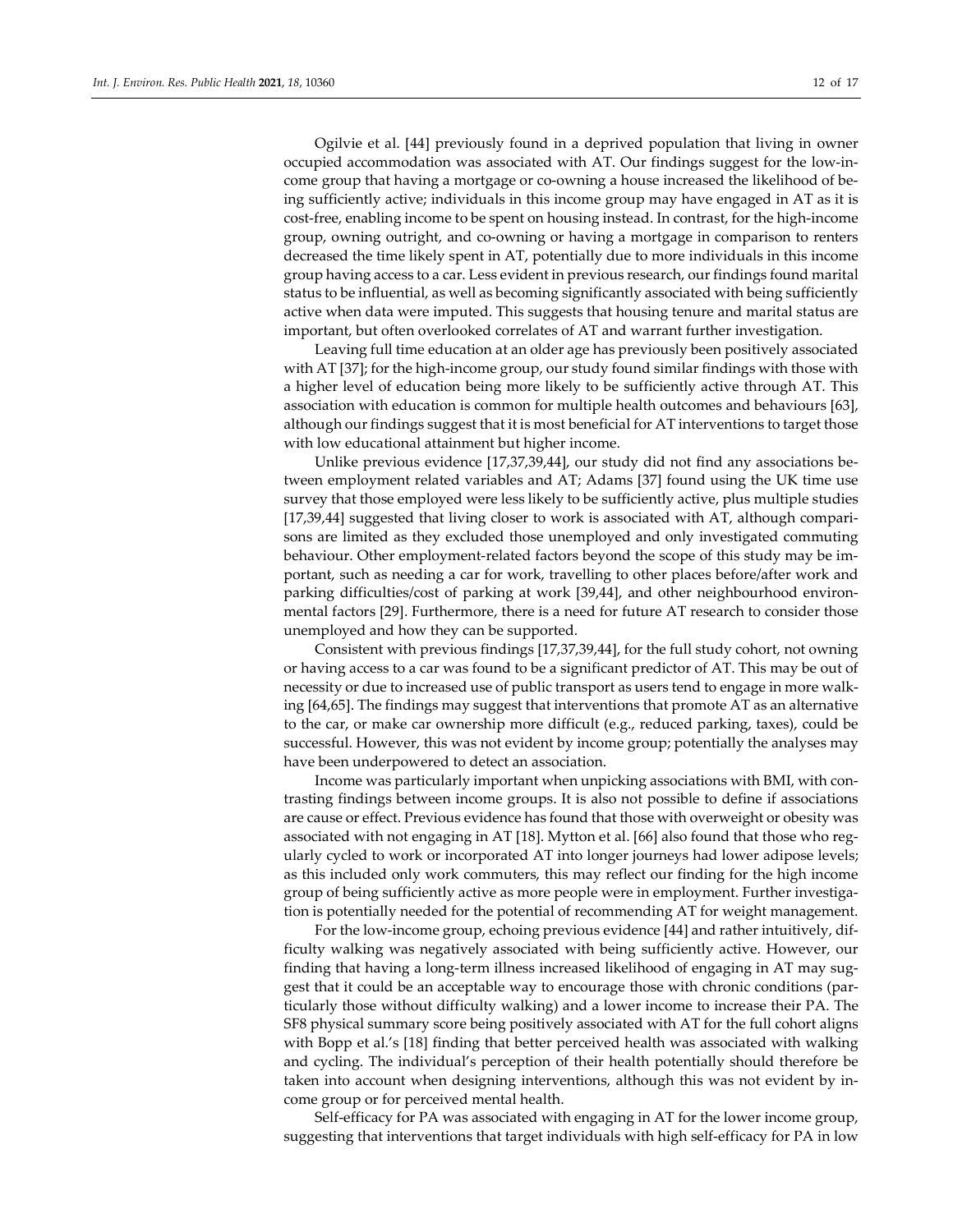Ogilvie et al. [44] previously found in a deprived population that living in owner occupied accommodation was associated with AT. Our findings suggest for the low-income group that having a mortgage or co-owning a house increased the likelihood of being sufficiently active; individuals in this income group may have engaged in AT as it is cost-free, enabling income to be spent on housing instead. In contrast, for the high-income group, owning outright, and co-owning or having a mortgage in comparison to renters decreased the time likely spent in AT, potentially due to more individuals in this income group having access to a car. Less evident in previous research, our findings found marital status to be influential, as well as becoming significantly associated with being sufficiently active when data were imputed. This suggests that housing tenure and marital status are important, but often overlooked correlates of AT and warrant further investigation.

Leaving full time education at an older age has previously been positively associated with AT [37]; for the high-income group, our study found similar findings with those with a higher level of education being more likely to be sufficiently active through AT. This association with education is common for multiple health outcomes and behaviours [63], although our findings suggest that it is most beneficial for AT interventions to target those with low educational attainment but higher income.

Unlike previous evidence [17,37,39,44], our study did not find any associations between employment related variables and AT; Adams [37] found using the UK time use survey that those employed were less likely to be sufficiently active, plus multiple studies [17,39,44] suggested that living closer to work is associated with AT, although comparisons are limited as they excluded those unemployed and only investigated commuting behaviour. Other employment-related factors beyond the scope of this study may be important, such as needing a car for work, travelling to other places before/after work and parking difficulties/cost of parking at work [39,44], and other neighbourhood environmental factors [29]. Furthermore, there is a need for future AT research to consider those unemployed and how they can be supported.

Consistent with previous findings [17,37,39,44], for the full study cohort, not owning or having access to a car was found to be a significant predictor of AT. This may be out of necessity or due to increased use of public transport as users tend to engage in more walking [64,65]. The findings may suggest that interventions that promote AT as an alternative to the car, or make car ownership more difficult (e.g., reduced parking, taxes), could be successful. However, this was not evident by income group; potentially the analyses may have been underpowered to detect an association.

Income was particularly important when unpicking associations with BMI, with contrasting findings between income groups. It is also not possible to define if associations are cause or effect. Previous evidence has found that those with overweight or obesity was associated with not engaging in AT [18]. Mytton et al. [66] also found that those who regularly cycled to work or incorporated AT into longer journeys had lower adipose levels; as this included only work commuters, this may reflect our finding for the high income group of being sufficiently active as more people were in employment. Further investigation is potentially needed for the potential of recommending AT for weight management.

For the low-income group, echoing previous evidence [44] and rather intuitively, difficulty walking was negatively associated with being sufficiently active. However, our finding that having a long-term illness increased likelihood of engaging in AT may suggest that it could be an acceptable way to encourage those with chronic conditions (particularly those without difficulty walking) and a lower income to increase their PA. The SF8 physical summary score being positively associated with AT for the full cohort aligns with Bopp et al.'s [18] finding that better perceived health was associated with walking and cycling. The individual's perception of their health potentially should therefore be taken into account when designing interventions, although this was not evident by income group or for perceived mental health.

Self-efficacy for PA was associated with engaging in AT for the lower income group, suggesting that interventions that target individuals with high self-efficacy for PA in low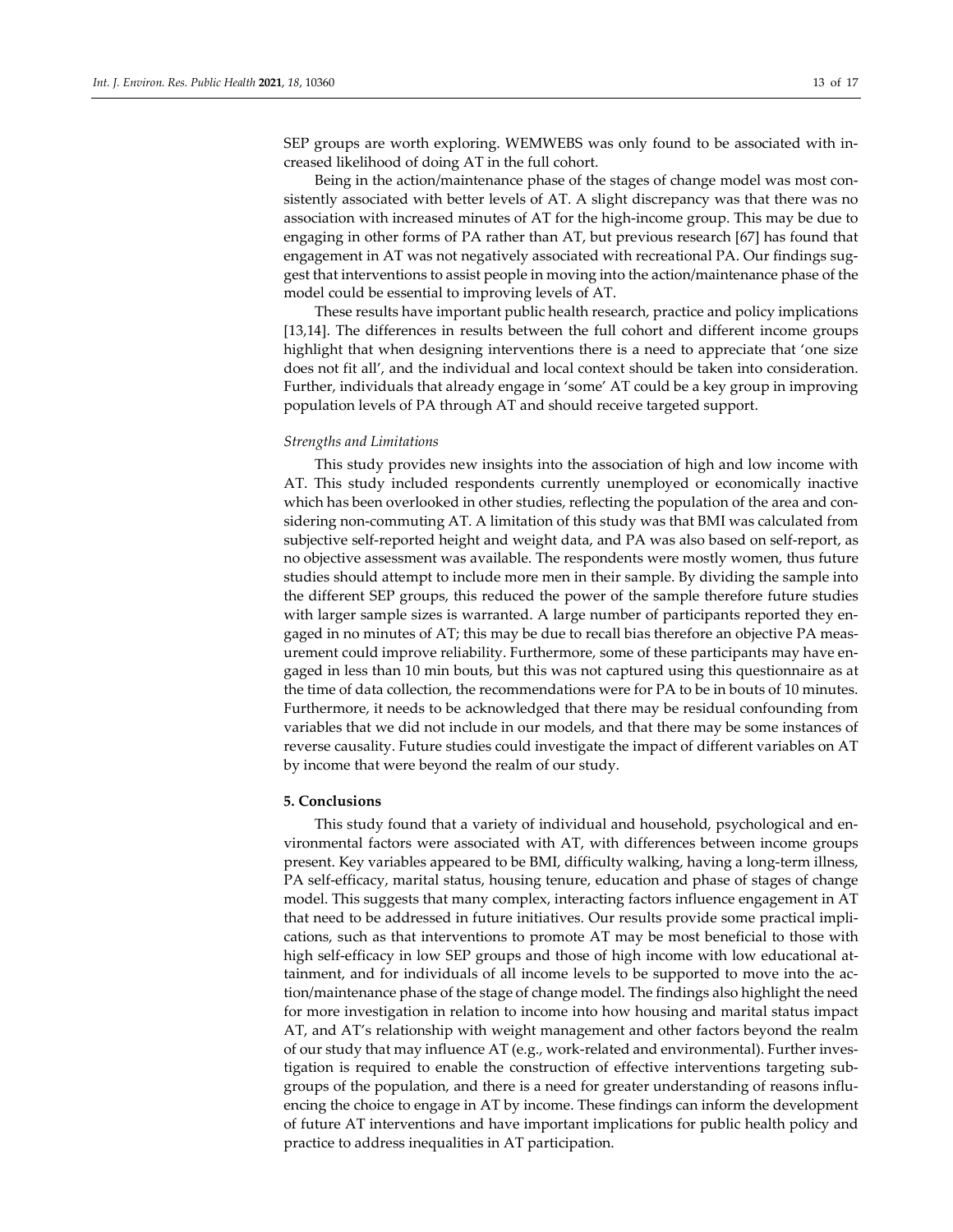SEP groups are worth exploring. WEMWEBS was only found to be associated with increased likelihood of doing AT in the full cohort.

Being in the action/maintenance phase of the stages of change model was most consistently associated with better levels of AT. A slight discrepancy was that there was no association with increased minutes of AT for the high-income group. This may be due to engaging in other forms of PA rather than AT, but previous research [67] has found that engagement in AT was not negatively associated with recreational PA. Our findings suggest that interventions to assist people in moving into the action/maintenance phase of the model could be essential to improving levels of AT.

These results have important public health research, practice and policy implications [13,14]. The differences in results between the full cohort and different income groups highlight that when designing interventions there is a need to appreciate that 'one size does not fit all', and the individual and local context should be taken into consideration. Further, individuals that already engage in 'some' AT could be a key group in improving population levels of PA through AT and should receive targeted support.

*Strengths and Limitations*

This study provides new insights into the association of high and low income with AT. This study included respondents currently unemployed or economically inactive which has been overlooked in other studies, reflecting the population of the area and considering non-commuting AT. A limitation of this study was that BMI was calculated from subjective self-reported height and weight data, and PA was also based on self-report, as no objective assessment was available. The respondents were mostly women, thus future studies should attempt to include more men in their sample. By dividing the sample into the different SEP groups, this reduced the power of the sample therefore future studies with larger sample sizes is warranted. A large number of participants reported they engaged in no minutes of AT; this may be due to recall bias therefore an objective PA measurement could improve reliability. Furthermore, some of these participants may have engaged in less than 10 min bouts, but this was not captured using this questionnaire as at the time of data collection, the recommendations were for PA to be in bouts of 10 minutes. Furthermore, it needs to be acknowledged that there may be residual confounding from variables that we did not include in our models, and that there may be some instances of reverse causality. Future studies could investigate the impact of different variables on AT by income that were beyond the realm of our study.

## 5. Conclusions

This study found that a variety of individual and household, psychological and environmental factors were associated with AT, with differences between income groups present. Key variables appeared to be BMI, difficulty walking, having a long-term illness, PA self-efficacy, marital status, housing tenure, education and phase of stages of change model. This suggests that many complex, interacting factors influence engagement in AT that need to be addressed in future initiatives. Our results provide some practical implications, such as that interventions to promote AT may be most beneficial to those with high self-efficacy in low SEP groups and those of high income with low educational attainment, and for individuals of all income levels to be supported to move into the action/maintenance phase of the stage of change model. The findings also highlight the need for more investigation in relation to income into how housing and marital status impact AT, and AT's relationship with weight management and other factors beyond the realm of our study that may influence AT (e.g., work-related and environmental). Further investigation is required to enable the construction of effective interventions targeting subgroups of the population, and there is a need for greater understanding of reasons influencing the choice to engage in AT by income. These findings can inform the development of future AT interventions and have important implications for public health policy and practice to address inequalities in AT participation.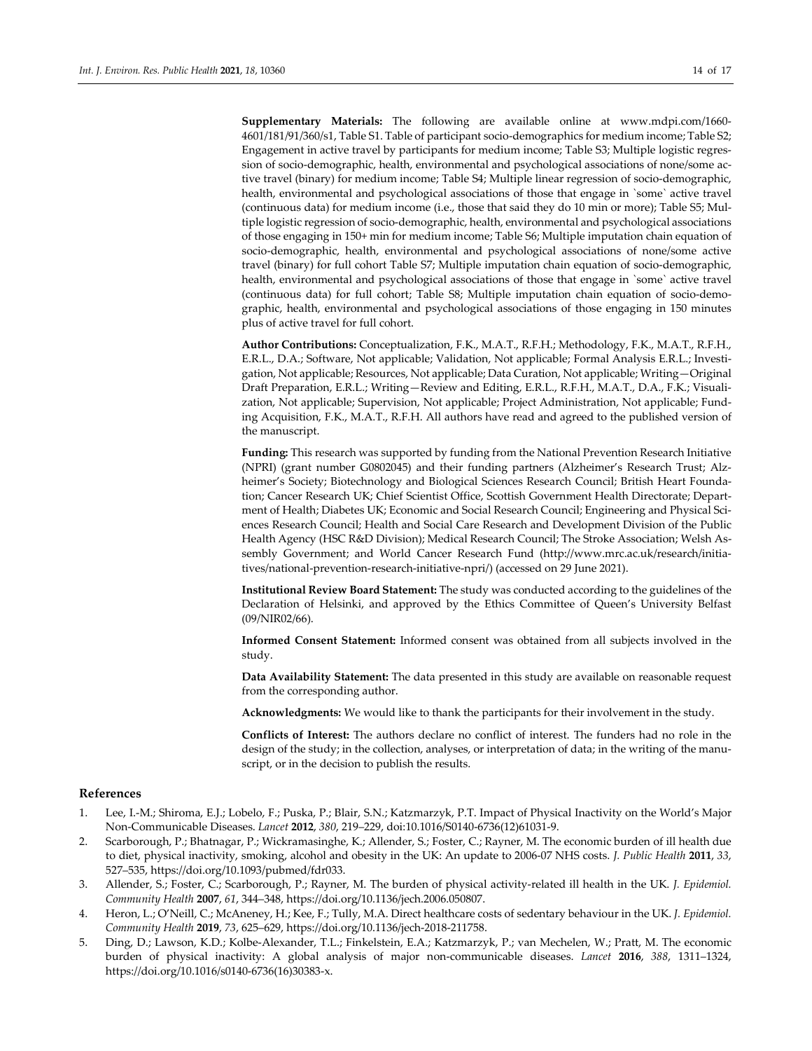**Supplementary Materials:** The following are available online at www.mdpi.com/1660-4601/181/91/360/s1, Table S1. Table of participant socio-demographics for medium income; Table S2; Engagement in active travel by participants for medium income; Table S3; Multiple logistic regression of socio-demographic, health, environmental and psychological associations of none/some active travel (binary) for medium income; Table S4; Multiple linear regression of socio-demographic, health, environmental and psychological associations of those that engage in `some` active travel (continuous data) for medium income (i.e., those that said they do 10 min or more); Table S5; Multiple logistic regression of socio-demographic, health, environmental and psychological associations of those engaging in 150+ min for medium income; Table S6; Multiple imputation chain equation of socio-demographic, health, environmental and psychological associations of none/some active travel (binary) for full cohort Table S7; Multiple imputation chain equation of socio-demographic, health, environmental and psychological associations of those that engage in `some` active travel (continuous data) for full cohort; Table S8; Multiple imputation chain equation of socio-demographic, health, environmental and psychological associations of those engaging in 150 minutes plus of active travel for full cohort.

**Author Contributions:** Conceptualization, F.K., M.A.T., R.F.H.; Methodology, F.K., M.A.T., R.F.H., E.R.L., D.A.; Software, Not applicable; Validation, Not applicable; Formal Analysis E.R.L.; Investigation, Not applicable; Resources, Not applicable; Data Curation, Not applicable; Writing—Original Draft Preparation, E.R.L.; Writing—Review and Editing, E.R.L., R.F.H., M.A.T., D.A., F.K.; Visualization, Not applicable; Supervision, Not applicable; Project Administration, Not applicable; Funding Acquisition, F.K., M.A.T., R.F.H. All authors have read and agreed to the published version of the manuscript.

**Funding:** This research was supported by funding from the National Prevention Research Initiative (NPRI) (grant number G0802045) and their funding partners (Alzheimer's Research Trust; Alzheimer's Society; Biotechnology and Biological Sciences Research Council; British Heart Foundation; Cancer Research UK; Chief Scientist Office, Scottish Government Health Directorate; Department of Health; Diabetes UK; Economic and Social Research Council; Engineering and Physical Sciences Research Council; Health and Social Care Research and Development Division of the Public Health Agency (HSC R&D Division); Medical Research Council; The Stroke Association; Welsh Assembly Government; and World Cancer Research Fund (http://www.mrc.ac.uk/research/initiatives/national-prevention-research-initiative-npri/) (accessed on 29 June 2021).

**Institutional Review Board Statement:** The study was conducted according to the guidelines of the Declaration of Helsinki, and approved by the Ethics Committee of Queen's University Belfast (09/NIR02/66).

**Informed Consent Statement:** Informed consent was obtained from all subjects involved in the study.

**Data Availability Statement:** The data presented in this study are available on reasonable request from the corresponding author.

**Acknowledgments:** We would like to thank the participants for their involvement in the study.

**Conflicts of Interest:** The authors declare no conflict of interest. The funders had no role in the design of the study; in the collection, analyses, or interpretation of data; in the writing of the manuscript, or in the decision to publish the results.

## References

1. Lee, I.-M.; Shiroma, E.J.; Lobelo, F.; Puska, P.; Blair, S.N.; Katzmarzyk, P.T. Impact of Physical Inactivity on the World's Major Non-Communicable Diseases. *Lancet* **2012**, *380*, 219–229, doi:10.1016/S0140-6736(12)61031-9.
2. Scarborough, P.; Bhatnagar, P.; Wickramasinghe, K.; Allender, S.; Foster, C.; Rayner, M. The economic burden of ill health due to diet, physical inactivity, smoking, alcohol and obesity in the UK: An update to 2006-07 NHS costs. *J. Public Health* **2011**, *33*, 527–535, https://doi.org/10.1093/pubmed/fdr033.
3. Allender, S.; Foster, C.; Scarborough, P.; Rayner, M. The burden of physical activity-related ill health in the UK. *J. Epidemiol. Community Health* **2007**, *61*, 344–348, https://doi.org/10.1136/jech.2006.050807.
4. Heron, L.; O'Neill, C.; McAneney, H.; Kee, F.; Tully, M.A. Direct healthcare costs of sedentary behaviour in the UK. *J. Epidemiol. Community Health* **2019**, *73*, 625–629, https://doi.org/10.1136/jech-2018-211758.
5. Ding, D.; Lawson, K.D.; Kolbe-Alexander, T.L.; Finkelstein, E.A.; Katzmarzyk, P.; van Mechelen, W.; Pratt, M. The economic burden of physical inactivity: A global analysis of major non-communicable diseases. *Lancet* **2016**, *388*, 1311–1324, https://doi.org/10.1016/s0140-6736(16)30383-x.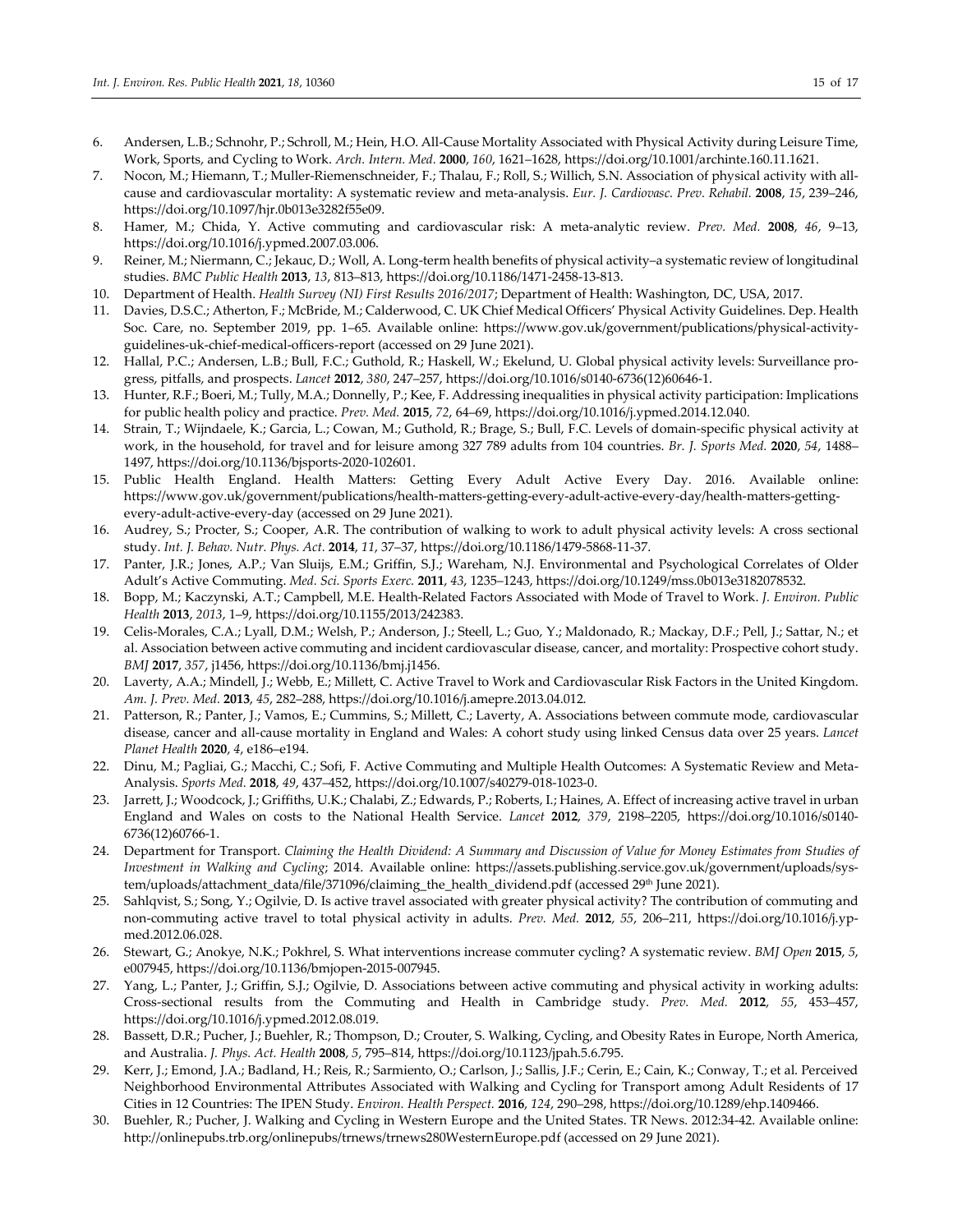6. Andersen, L.B.; Schnohr, P.; Schroll, M.; Hein, H.O. All-Cause Mortality Associated with Physical Activity during Leisure Time, Work, Sports, and Cycling to Work. *Arch. Intern. Med.* **2000**, *160*, 1621–1628, https://doi.org/10.1001/archinte.160.11.1621.
7. Nocon, M.; Hiemann, T.; Muller-Riemenschneider, F.; Thalau, F.; Roll, S.; Willich, S.N. Association of physical activity with all-cause and cardiovascular mortality: A systematic review and meta-analysis. *Eur. J. Cardiovasc. Prev. Rehabil.* **2008**, *15*, 239–246, https://doi.org/10.1097/hjr.0b013e3282f55e09.
8. Hamer, M.; Chida, Y. Active commuting and cardiovascular risk: A meta-analytic review. *Prev. Med.* **2008**, *46*, 9–13, https://doi.org/10.1016/j.ypmed.2007.03.006.
9. Reiner, M.; Niermann, C.; Jekauc, D.; Woll, A. Long-term health benefits of physical activity–a systematic review of longitudinal studies. *BMC Public Health* **2013**, *13*, 813–813, https://doi.org/10.1186/1471-2458-13-813.
10. Department of Health. *Health Survey (NI) First Results 2016/2017*; Department of Health: Washington, DC, USA, 2017.
11. Davies, D.S.C.; Atherton, F.; McBride, M.; Calderwood, C. UK Chief Medical Officers' Physical Activity Guidelines. Dep. Health Soc. Care, no. September 2019, pp. 1–65. Available online: https://www.gov.uk/government/publications/physical-activity-guidelines-uk-chief-medical-officers-report (accessed on 29 June 2021).
12. Hallal, P.C.; Andersen, L.B.; Bull, F.C.; Guthold, R.; Haskell, W.; Ekelund, U. Global physical activity levels: Surveillance progress, pitfalls, and prospects. *Lancet* **2012**, *380*, 247–257, https://doi.org/10.1016/s0140-6736(12)60646-1.
13. Hunter, R.F.; Boeri, M.; Tully, M.A.; Donnelly, P.; Kee, F. Addressing inequalities in physical activity participation: Implications for public health policy and practice. *Prev. Med.* **2015**, *72*, 64–69, https://doi.org/10.1016/j.ypmed.2014.12.040.
14. Strain, T.; Wijndaele, K.; Garcia, L.; Cowan, M.; Guthold, R.; Brage, S.; Bull, F.C. Levels of domain-specific physical activity at work, in the household, for travel and for leisure among 327 789 adults from 104 countries. *Br. J. Sports Med.* **2020**, *54*, 1488–1497, https://doi.org/10.1136/bjsports-2020-102601.
15. Public Health England. Health Matters: Getting Every Adult Active Every Day. 2016. Available online: https://www.gov.uk/government/publications/health-matters-getting-every-adult-active-every-day/health-matters-getting-every-adult-active-every-day (accessed on 29 June 2021).
16. Audrey, S.; Procter, S.; Cooper, A.R. The contribution of walking to work to adult physical activity levels: A cross sectional study. *Int. J. Behav. Nutr. Phys. Act.* **2014**, *11*, 37–37, https://doi.org/10.1186/1479-5868-11-37.
17. Panter, J.R.; Jones, A.P.; Van Sluijs, E.M.; Griffin, S.J.; Wareham, N.J. Environmental and Psychological Correlates of Older Adult's Active Commuting. *Med. Sci. Sports Exerc.* **2011**, *43*, 1235–1243, https://doi.org/10.1249/mss.0b013e3182078532.
18. Bopp, M.; Kaczynski, A.T.; Campbell, M.E. Health-Related Factors Associated with Mode of Travel to Work. *J. Environ. Public Health* **2013**, *2013*, 1–9, https://doi.org/10.1155/2013/242383.
19. Celis-Morales, C.A.; Lyall, D.M.; Welsh, P.; Anderson, J.; Steell, L.; Guo, Y.; Maldonado, R.; Mackay, D.F.; Pell, J.; Sattar, N.; et al. Association between active commuting and incident cardiovascular disease, cancer, and mortality: Prospective cohort study. *BMJ* **2017**, *357*, j1456, https://doi.org/10.1136/bmj.j1456.
20. Laverty, A.A.; Mindell, J.; Webb, E.; Millett, C. Active Travel to Work and Cardiovascular Risk Factors in the United Kingdom. *Am. J. Prev. Med.* **2013**, *45*, 282–288, https://doi.org/10.1016/j.amepre.2013.04.012.
21. Patterson, R.; Panter, J.; Vamos, E.; Cummins, S.; Millett, C.; Laverty, A. Associations between commute mode, cardiovascular disease, cancer and all-cause mortality in England and Wales: A cohort study using linked Census data over 25 years. *Lancet Planet Health* **2020**, *4*, e186–e194.
22. Dinu, M.; Pagliai, G.; Macchi, C.; Sofi, F. Active Commuting and Multiple Health Outcomes: A Systematic Review and Meta-Analysis. *Sports Med.* **2018**, *49*, 437–452, https://doi.org/10.1007/s40279-018-1023-0.
23. Jarrett, J.; Woodcock, J.; Griffiths, U.K.; Chalabi, Z.; Edwards, P.; Roberts, I.; Haines, A. Effect of increasing active travel in urban England and Wales on costs to the National Health Service. *Lancet* **2012**, *379*, 2198–2205, https://doi.org/10.1016/s0140-6736(12)60766-1.
24. Department for Transport. *Claiming the Health Dividend: A Summary and Discussion of Value for Money Estimates from Studies of Investment in Walking and Cycling*; 2014. Available online: https://assets.publishing.service.gov.uk/government/uploads/system/uploads/attachment_data/file/371096/claiming_the_health_dividend.pdf (accessed 29th June 2021).
25. Sahlqvist, S.; Song, Y.; Ogilvie, D. Is active travel associated with greater physical activity? The contribution of commuting and non-commuting active travel to total physical activity in adults. *Prev. Med.* **2012**, *55*, 206–211, https://doi.org/10.1016/j.ypmed.2012.06.028.
26. Stewart, G.; Anokye, N.K.; Pokhrel, S. What interventions increase commuter cycling? A systematic review. *BMJ Open* **2015**, *5*, e007945, https://doi.org/10.1136/bmjopen-2015-007945.
27. Yang, L.; Panter, J.; Griffin, S.J.; Ogilvie, D. Associations between active commuting and physical activity in working adults: Cross-sectional results from the Commuting and Health in Cambridge study. *Prev. Med.* **2012**, *55*, 453–457, https://doi.org/10.1016/j.ypmed.2012.08.019.
28. Bassett, D.R.; Pucher, J.; Buehler, R.; Thompson, D.; Crouter, S. Walking, Cycling, and Obesity Rates in Europe, North America, and Australia. *J. Phys. Act. Health* **2008**, *5*, 795–814, https://doi.org/10.1123/jpah.5.6.795.
29. Kerr, J.; Emond, J.A.; Badland, H.; Reis, R.; Sarmiento, O.; Carlson, J.; Sallis, J.F.; Cerin, E.; Cain, K.; Conway, T.; et al. Perceived Neighborhood Environmental Attributes Associated with Walking and Cycling for Transport among Adult Residents of 17 Cities in 12 Countries: The IPEN Study. *Environ. Health Perspect.* **2016**, *124*, 290–298, https://doi.org/10.1289/ehp.1409466.
30. Buehler, R.; Pucher, J. Walking and Cycling in Western Europe and the United States. TR News. 2012:34-42. Available online: http://onlinepubs.trb.org/onlinepubs/trnews/trnews280WesternEurope.pdf (accessed on 29 June 2021).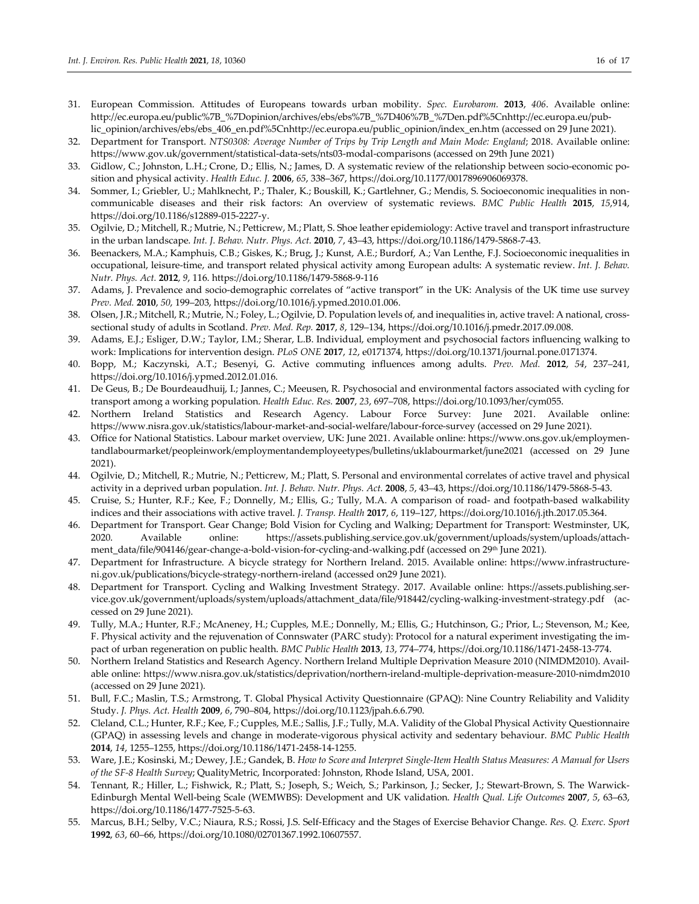31. European Commission. Attitudes of Europeans towards urban mobility. *Spec. Eurobarom.* **2013**, *406*. Available online: http://ec.europa.eu/public%7B_%7Dopinion/archives/ebs/ebs%7B_%7D406%7B_%7Den.pdf%5Cnhttp://ec.europa.eu/public_opinion/archives/ebs/ebs_406_en.pdf%5Cnhttp://ec.europa.eu/public_opinion/index_en.htm (accessed on 29 June 2021).
32. Department for Transport. *NTS0308: Average Number of Trips by Trip Length and Main Mode: England*; 2018. Available online: https://www.gov.uk/government/statistical-data-sets/nts03-modal-comparisons (accessed on 29th June 2021)
33. Gidlow, C.; Johnston, L.H.; Crone, D.; Ellis, N.; James, D. A systematic review of the relationship between socio-economic position and physical activity. *Health Educ. J.* **2006**, *65*, 338–367, https://doi.org/10.1177/0017896906069378.
34. Sommer, I.; Griebler, U.; Mahlknecht, P.; Thaler, K.; Bouskill, K.; Gartlehner, G.; Mendis, S. Socioeconomic inequalities in non-communicable diseases and their risk factors: An overview of systematic reviews. *BMC Public Health* **2015**, *15*,914, https://doi.org/10.1186/s12889-015-2227-y.
35. Ogilvie, D.; Mitchell, R.; Mutrie, N.; Petticrew, M.; Platt, S. Shoe leather epidemiology: Active travel and transport infrastructure in the urban landscape. *Int. J. Behav. Nutr. Phys. Act.* **2010**, *7*, 43–43, https://doi.org/10.1186/1479-5868-7-43.
36. Beenackers, M.A.; Kamphuis, C.B.; Giskes, K.; Brug, J.; Kunst, A.E.; Burdorf, A.; Van Lenthe, F.J. Socioeconomic inequalities in occupational, leisure-time, and transport related physical activity among European adults: A systematic review. *Int. J. Behav. Nutr. Phys. Act.* **2012**, *9*, 116. https://doi.org/10.1186/1479-5868-9-116
37. Adams, J. Prevalence and socio-demographic correlates of "active transport" in the UK: Analysis of the UK time use survey *Prev. Med.* **2010**, *50*, 199–203, https://doi.org/10.1016/j.ypmed.2010.01.006.
38. Olsen, J.R.; Mitchell, R.; Mutrie, N.; Foley, L.; Ogilvie, D. Population levels of, and inequalities in, active travel: A national, cross-sectional study of adults in Scotland. *Prev. Med. Rep.* **2017**, *8*, 129–134, https://doi.org/10.1016/j.pmedr.2017.09.008.
39. Adams, E.J.; Esliger, D.W.; Taylor, I.M.; Sherar, L.B. Individual, employment and psychosocial factors influencing walking to work: Implications for intervention design. *PLoS ONE* **2017**, *12*, e0171374, https://doi.org/10.1371/journal.pone.0171374.
40. Bopp, M.; Kaczynski, A.T.; Besenyi, G. Active commuting influences among adults. *Prev. Med.* **2012**, *54*, 237–241, https://doi.org/10.1016/j.ypmed.2012.01.016.
41. De Geus, B.; De Bourdeaudhuij, I.; Jannes, C.; Meeusen, R. Psychosocial and environmental factors associated with cycling for transport among a working population. *Health Educ. Res.* **2007**, *23*, 697–708, https://doi.org/10.1093/her/cym055.
42. Northern Ireland Statistics and Research Agency. Labour Force Survey: June 2021. Available online: https://www.nisra.gov.uk/statistics/labour-market-and-social-welfare/labour-force-survey (accessed on 29 June 2021).
43. Office for National Statistics. Labour market overview, UK: June 2021. Available online: https://www.ons.gov.uk/employmentandlabourmarket/peopleinwork/employmentandemployeetypes/bulletins/uklabourmarket/june2021 (accessed on 29 June 2021).
44. Ogilvie, D.; Mitchell, R.; Mutrie, N.; Petticrew, M.; Platt, S. Personal and environmental correlates of active travel and physical activity in a deprived urban population. *Int. J. Behav. Nutr. Phys. Act.* **2008**, *5*, 43–43, https://doi.org/10.1186/1479-5868-5-43.
45. Cruise, S.; Hunter, R.F.; Kee, F.; Donnelly, M.; Ellis, G.; Tully, M.A. A comparison of road- and footpath-based walkability indices and their associations with active travel. *J. Transp. Health* **2017**, *6*, 119–127, https://doi.org/10.1016/j.jth.2017.05.364.
46. Department for Transport. Gear Change; Bold Vision for Cycling and Walking; Department for Transport: Westminster, UK, 2020. Available online: https://assets.publishing.service.gov.uk/government/uploads/system/uploads/attachment_data/file/904146/gear-change-a-bold-vision-for-cycling-and-walking.pdf (accessed on 29th June 2021).
47. Department for Infrastructure. A bicycle strategy for Northern Ireland. 2015. Available online: https://www.infrastructure-ni.gov.uk/publications/bicycle-strategy-northern-ireland (accessed on29 June 2021).
48. Department for Transport. Cycling and Walking Investment Strategy. 2017. Available online: https://assets.publishing.service.gov.uk/government/uploads/system/uploads/attachment_data/file/918442/cycling-walking-investment-strategy.pdf (accessed on 29 June 2021).
49. Tully, M.A.; Hunter, R.F.; McAneney, H.; Cupples, M.E.; Donnelly, M.; Ellis, G.; Hutchinson, G.; Prior, L.; Stevenson, M.; Kee, F. Physical activity and the rejuvenation of Connswater (PARC study): Protocol for a natural experiment investigating the impact of urban regeneration on public health. *BMC Public Health* **2013**, *13*, 774–774, https://doi.org/10.1186/1471-2458-13-774.
50. Northern Ireland Statistics and Research Agency. Northern Ireland Multiple Deprivation Measure 2010 (NIMDM2010). Available online: https://www.nisra.gov.uk/statistics/deprivation/northern-ireland-multiple-deprivation-measure-2010-nimdm2010 (accessed on 29 June 2021).
51. Bull, F.C.; Maslin, T.S.; Armstrong, T. Global Physical Activity Questionnaire (GPAQ): Nine Country Reliability and Validity Study. *J. Phys. Act. Health* **2009**, *6*, 790–804, https://doi.org/10.1123/jpah.6.6.790.
52. Cleland, C.L.; Hunter, R.F.; Kee, F.; Cupples, M.E.; Sallis, J.F.; Tully, M.A. Validity of the Global Physical Activity Questionnaire (GPAQ) in assessing levels and change in moderate-vigorous physical activity and sedentary behaviour. *BMC Public Health* **2014**, *14*, 1255–1255, https://doi.org/10.1186/1471-2458-14-1255.
53. Ware, J.E.; Kosinski, M.; Dewey, J.E.; Gandek, B. *How to Score and Interpret Single-Item Health Status Measures: A Manual for Users of the SF-8 Health Survey*; QualityMetric, Incorporated: Johnston, Rhode Island, USA, 2001.
54. Tennant, R.; Hiller, L.; Fishwick, R.; Platt, S.; Joseph, S.; Weich, S.; Parkinson, J.; Secker, J.; Stewart-Brown, S. The Warwick-Edinburgh Mental Well-being Scale (WEMWBS): Development and UK validation. *Health Qual. Life Outcomes* **2007**, *5*, 63–63, https://doi.org/10.1186/1477-7525-5-63.
55. Marcus, B.H.; Selby, V.C.; Niaura, R.S.; Rossi, J.S. Self-Efficacy and the Stages of Exercise Behavior Change. *Res. Q. Exerc. Sport* **1992**, *63*, 60–66, https://doi.org/10.1080/02701367.1992.10607557.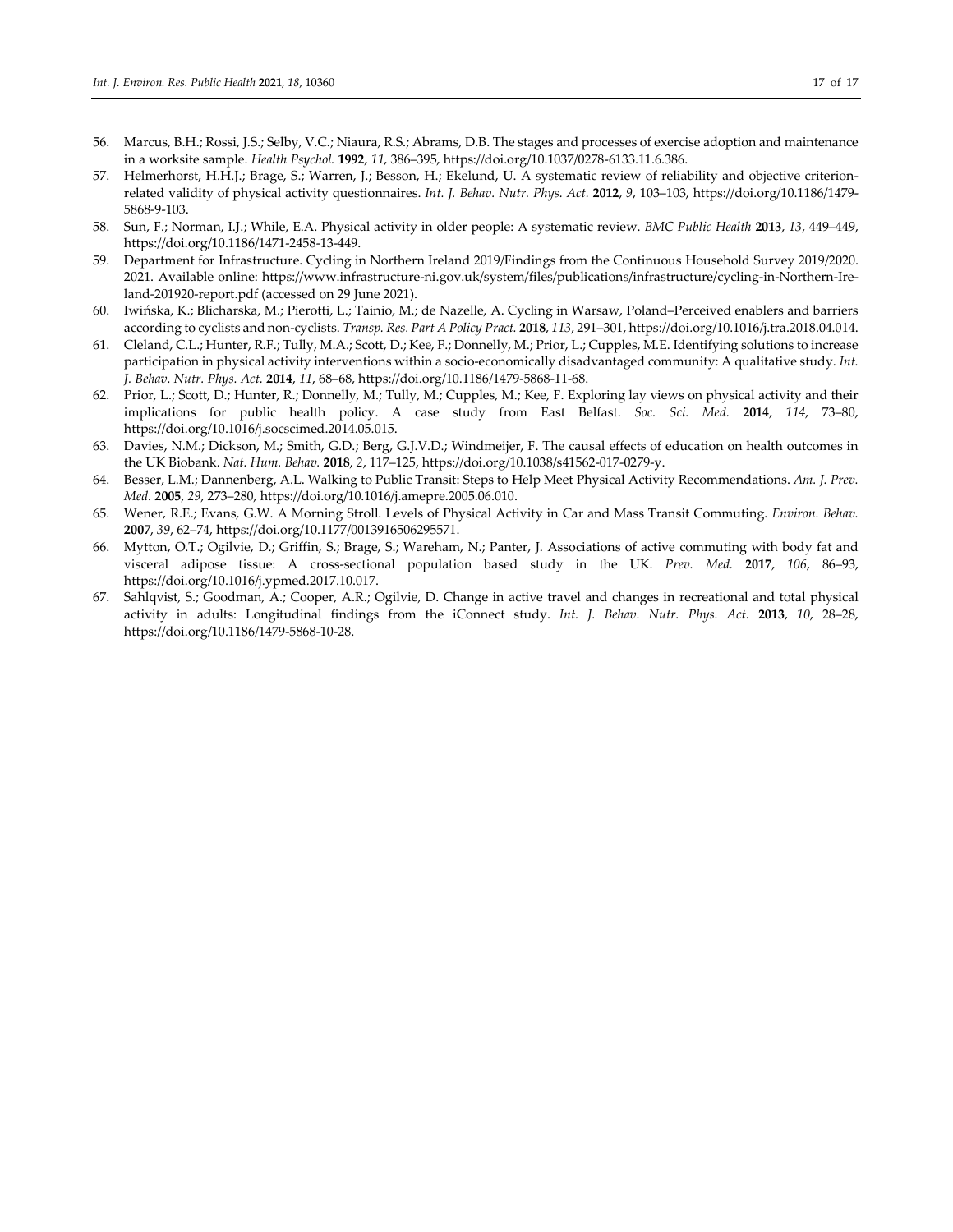56. Marcus, B.H.; Rossi, J.S.; Selby, V.C.; Niaura, R.S.; Abrams, D.B. The stages and processes of exercise adoption and maintenance in a worksite sample. *Health Psychol.* **1992**, *11*, 386–395, https://doi.org/10.1037/0278-6133.11.6.386.
57. Helmerhorst, H.H.J.; Brage, S.; Warren, J.; Besson, H.; Ekelund, U. A systematic review of reliability and objective criterion-related validity of physical activity questionnaires. *Int. J. Behav. Nutr. Phys. Act.* **2012**, *9*, 103–103, https://doi.org/10.1186/1479-5868-9-103.
58. Sun, F.; Norman, I.J.; While, E.A. Physical activity in older people: A systematic review. *BMC Public Health* **2013**, *13*, 449–449, https://doi.org/10.1186/1471-2458-13-449.
59. Department for Infrastructure. Cycling in Northern Ireland 2019/Findings from the Continuous Household Survey 2019/2020. 2021. Available online: https://www.infrastructure-ni.gov.uk/system/files/publications/infrastructure/cycling-in-Northern-Ireland-201920-report.pdf (accessed on 29 June 2021).
60. Iwińska, K.; Blicharska, M.; Pierotti, L.; Tainio, M.; de Nazelle, A. Cycling in Warsaw, Poland–Perceived enablers and barriers according to cyclists and non-cyclists. *Transp. Res. Part A Policy Pract.* **2018**, *113*, 291–301, https://doi.org/10.1016/j.tra.2018.04.014.
61. Cleland, C.L.; Hunter, R.F.; Tully, M.A.; Scott, D.; Kee, F.; Donnelly, M.; Prior, L.; Cupples, M.E. Identifying solutions to increase participation in physical activity interventions within a socio-economically disadvantaged community: A qualitative study. *Int. J. Behav. Nutr. Phys. Act.* **2014**, *11*, 68–68, https://doi.org/10.1186/1479-5868-11-68.
62. Prior, L.; Scott, D.; Hunter, R.; Donnelly, M.; Tully, M.; Cupples, M.; Kee, F. Exploring lay views on physical activity and their implications for public health policy. A case study from East Belfast. *Soc. Sci. Med.* **2014**, *114*, 73–80, https://doi.org/10.1016/j.socscimed.2014.05.015.
63. Davies, N.M.; Dickson, M.; Smith, G.D.; Berg, G.J.V.D.; Windmeijer, F. The causal effects of education on health outcomes in the UK Biobank. *Nat. Hum. Behav.* **2018**, *2*, 117–125, https://doi.org/10.1038/s41562-017-0279-y.
64. Besser, L.M.; Dannenberg, A.L. Walking to Public Transit: Steps to Help Meet Physical Activity Recommendations. *Am. J. Prev. Med.* **2005**, *29*, 273–280, https://doi.org/10.1016/j.amepre.2005.06.010.
65. Wener, R.E.; Evans, G.W. A Morning Stroll. Levels of Physical Activity in Car and Mass Transit Commuting. *Environ. Behav.* **2007**, *39*, 62–74, https://doi.org/10.1177/0013916506295571.
66. Mytton, O.T.; Ogilvie, D.; Griffin, S.; Brage, S.; Wareham, N.; Panter, J. Associations of active commuting with body fat and visceral adipose tissue: A cross-sectional population based study in the UK. *Prev. Med.* **2017**, *106*, 86–93, https://doi.org/10.1016/j.ypmed.2017.10.017.
67. Sahlqvist, S.; Goodman, A.; Cooper, A.R.; Ogilvie, D. Change in active travel and changes in recreational and total physical activity in adults: Longitudinal findings from the iConnect study. *Int. J. Behav. Nutr. Phys. Act.* **2013**, *10*, 28–28, https://doi.org/10.1186/1479-5868-10-28.